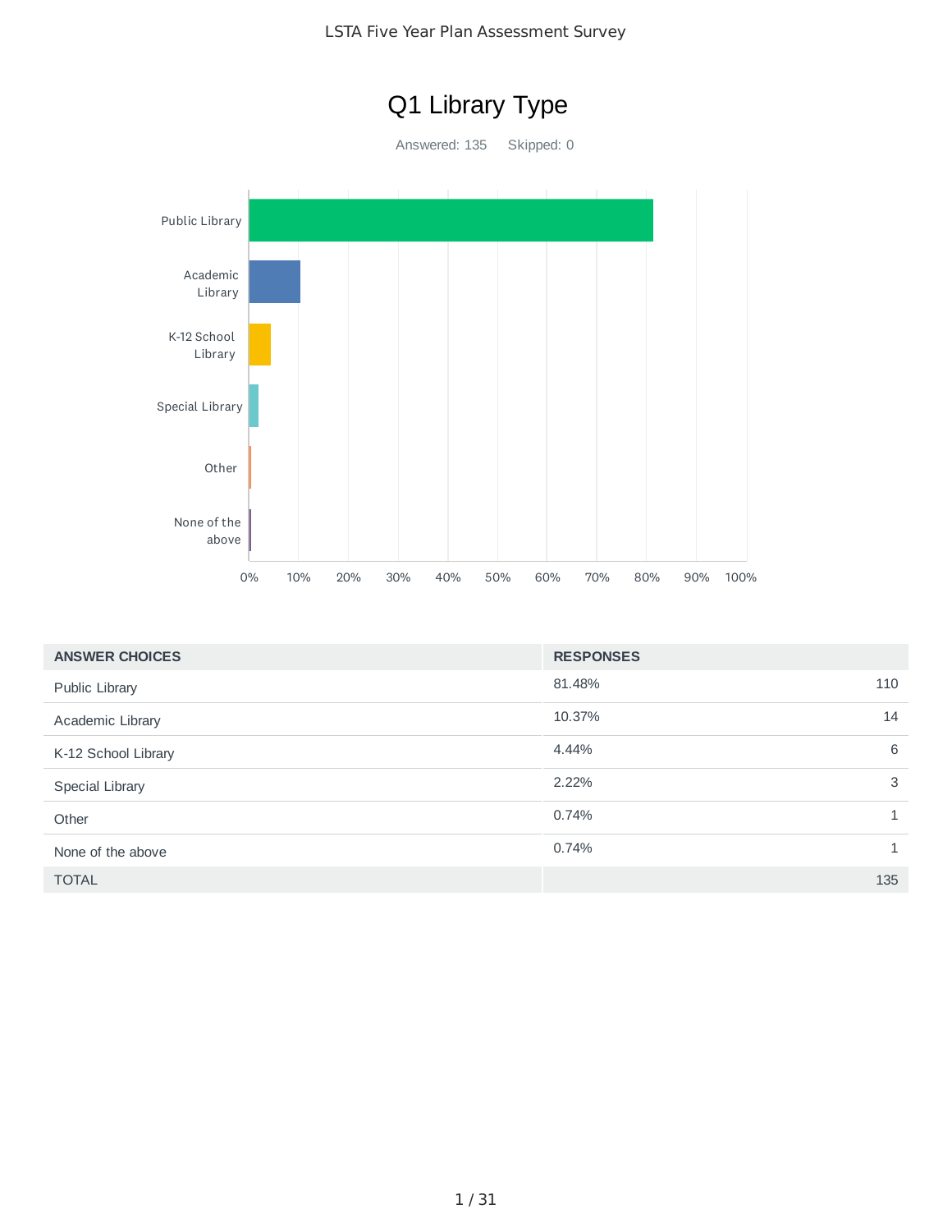# Q1 Library Type

Answered: 135    Skipped: 0

| ANSWER CHOICES | RESPONSES | |
|---|---|---|
| Public Library | 81.48% | 110 |
| Academic Library | 10.37% | 14 |
| K-12 School Library | 4.44% | 6 |
| Special Library | 2.22% | 3 |
| Other | 0.74% | 1 |
| None of the above | 0.74% | 1 |
| TOTAL | | 135 |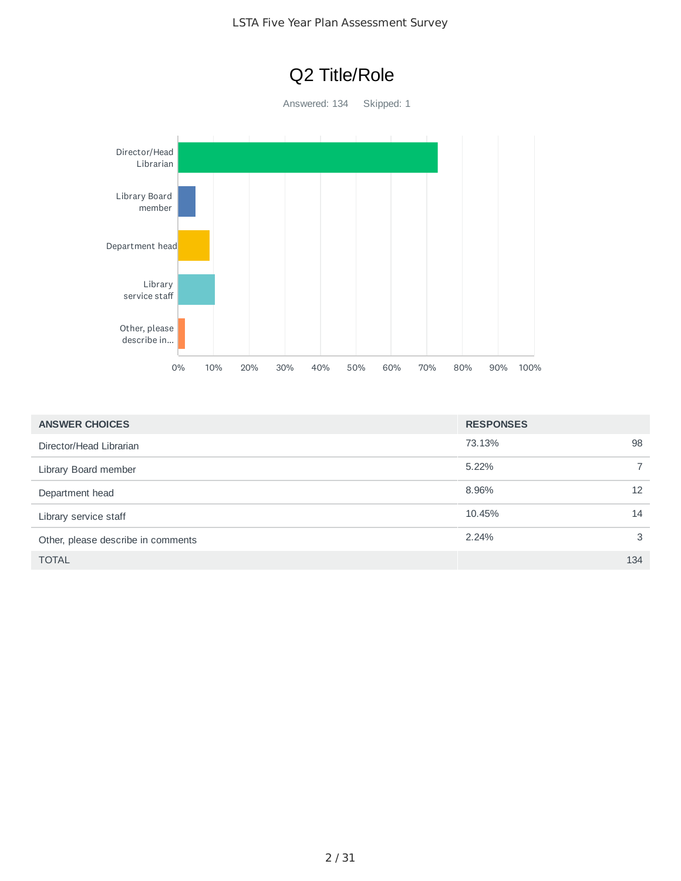# Q2 Title/Role

Answered: 134 Skipped: 1

| ANSWER CHOICES | RESPONSES | |
|---|---|---|
| Director/Head Librarian | 73.13% | 98 |
| Library Board member | 5.22% | 7 |
| Department head | 8.96% | 12 |
| Library service staff | 10.45% | 14 |
| Other, please describe in comments | 2.24% | 3 |
| TOTAL | | 134 |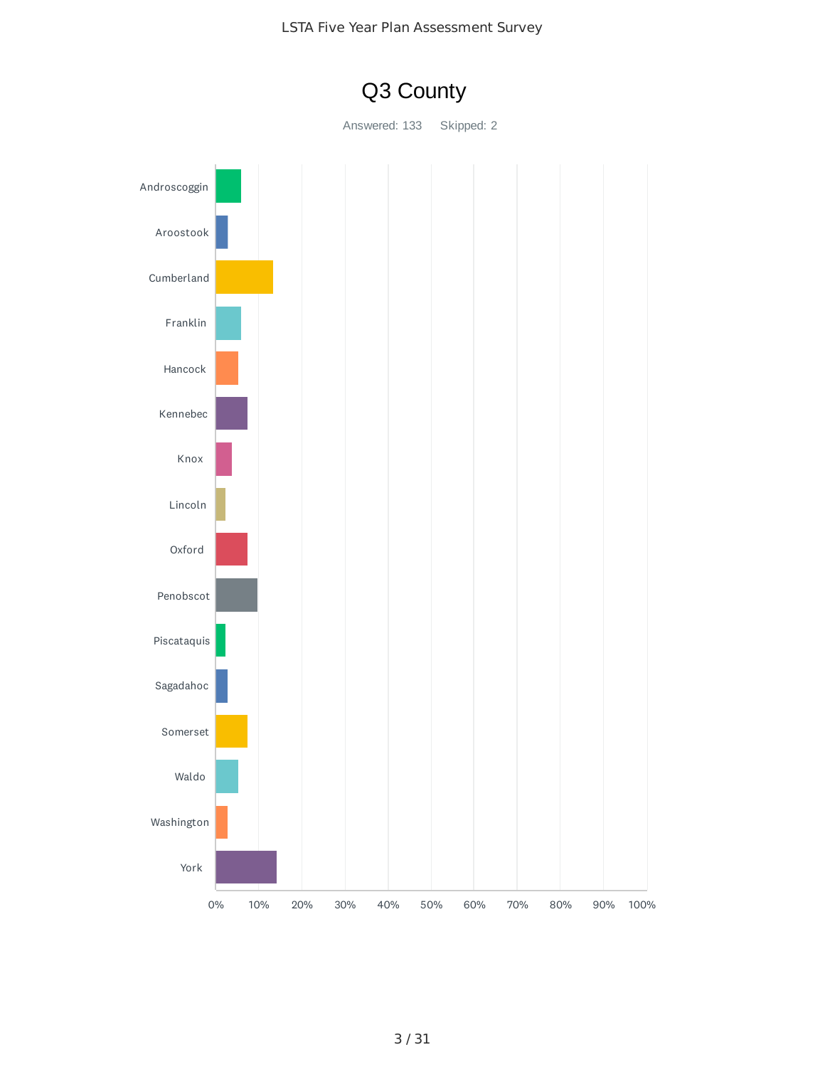# Q3 County

Answered: 133 Skipped: 2

- Androscoggin
- Aroostook
- Cumberland
- Franklin
- Hancock
- Kennebec
- Knox
- Lincoln
- Oxford
- Penobscot
- Piscataquis
- Sagadahoc
- Somerset
- Waldo
- Washington
- York

0% 10% 20% 30% 40% 50% 60% 70% 80% 90% 100%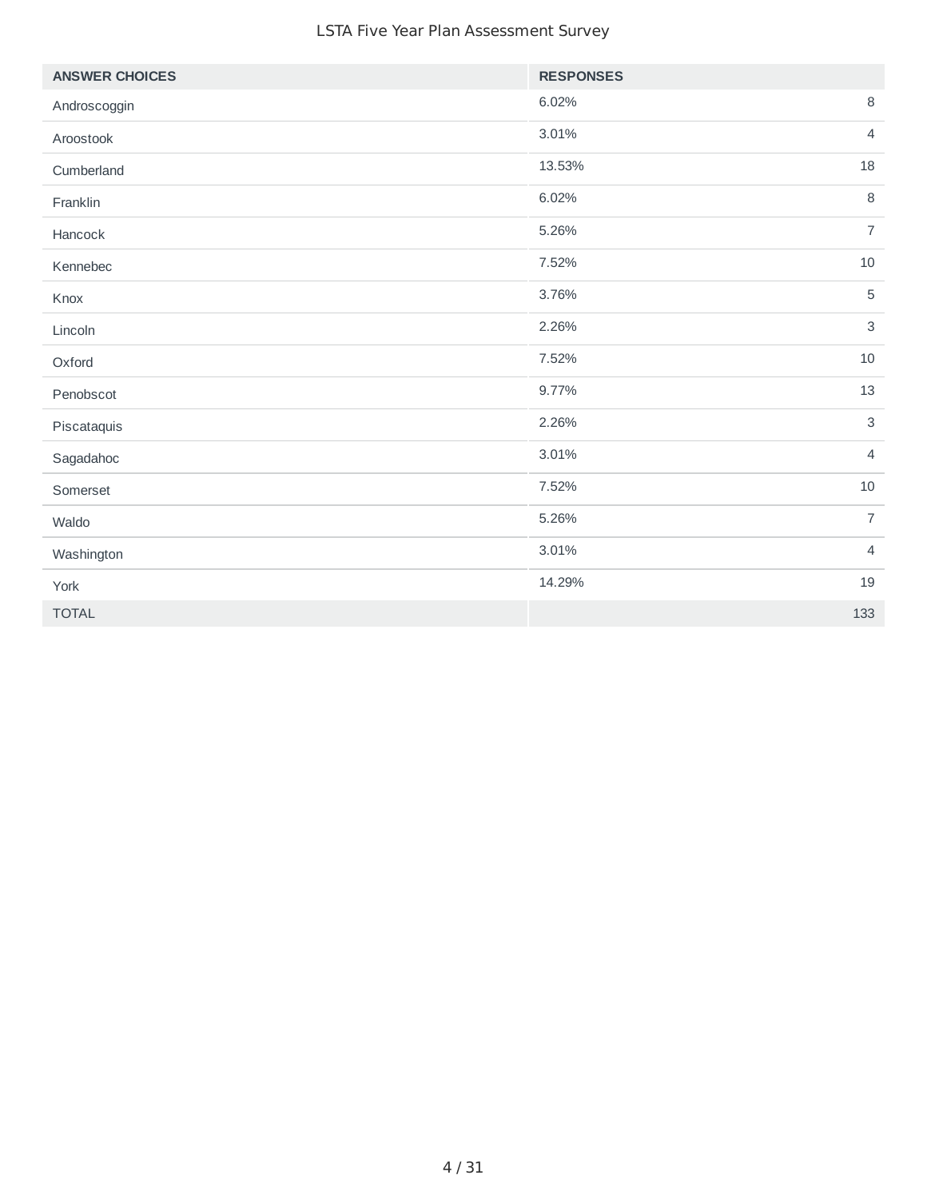| ANSWER CHOICES | RESPONSES | |
|---|---|---|
| Androscoggin | 6.02% | 8 |
| Aroostook | 3.01% | 4 |
| Cumberland | 13.53% | 18 |
| Franklin | 6.02% | 8 |
| Hancock | 5.26% | 7 |
| Kennebec | 7.52% | 10 |
| Knox | 3.76% | 5 |
| Lincoln | 2.26% | 3 |
| Oxford | 7.52% | 10 |
| Penobscot | 9.77% | 13 |
| Piscataquis | 2.26% | 3 |
| Sagadahoc | 3.01% | 4 |
| Somerset | 7.52% | 10 |
| Waldo | 5.26% | 7 |
| Washington | 3.01% | 4 |
| York | 14.29% | 19 |
| TOTAL | | 133 |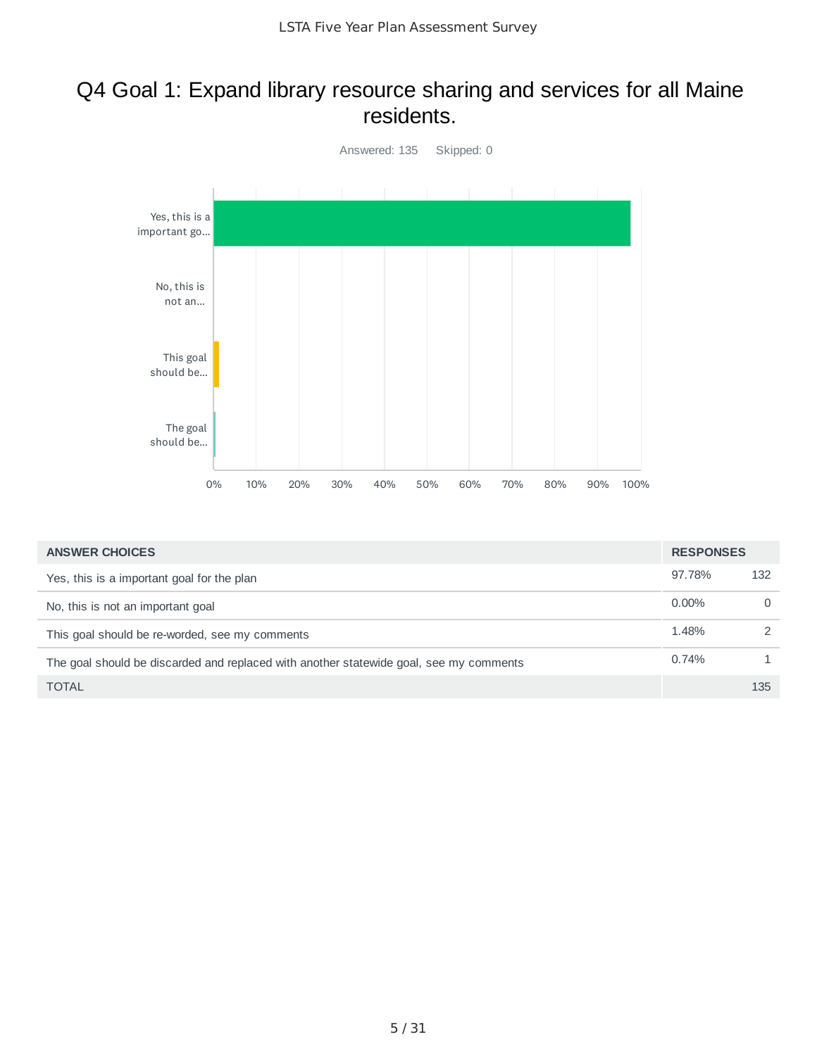# Q4 Goal 1: Expand library resource sharing and services for all Maine residents.

Answered: 135 Skipped: 0

| ANSWER CHOICES | RESPONSES | |
|---|---|---|
| Yes, this is a important goal for the plan | 97.78% | 132 |
| No, this is not an important goal | 0.00% | 0 |
| This goal should be re-worded, see my comments | 1.48% | 2 |
| The goal should be discarded and replaced with another statewide goal, see my comments | 0.74% | 1 |
| TOTAL | | 135 |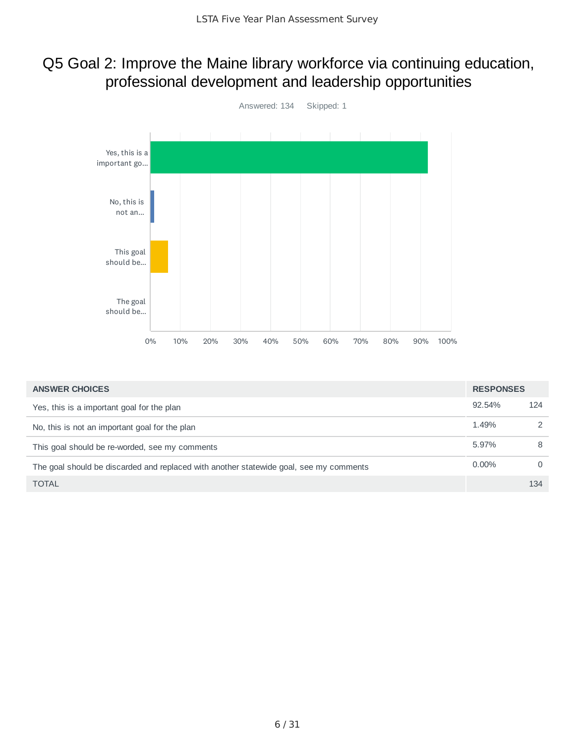# Q5 Goal 2: Improve the Maine library workforce via continuing education, professional development and leadership opportunities

Answered: 134 Skipped: 1

| ANSWER CHOICES | RESPONSES | |
|---|---|---|
| Yes, this is a important goal for the plan | 92.54% | 124 |
| No, this is not an important goal for the plan | 1.49% | 2 |
| This goal should be re-worded, see my comments | 5.97% | 8 |
| The goal should be discarded and replaced with another statewide goal, see my comments | 0.00% | 0 |
| TOTAL | | 134 |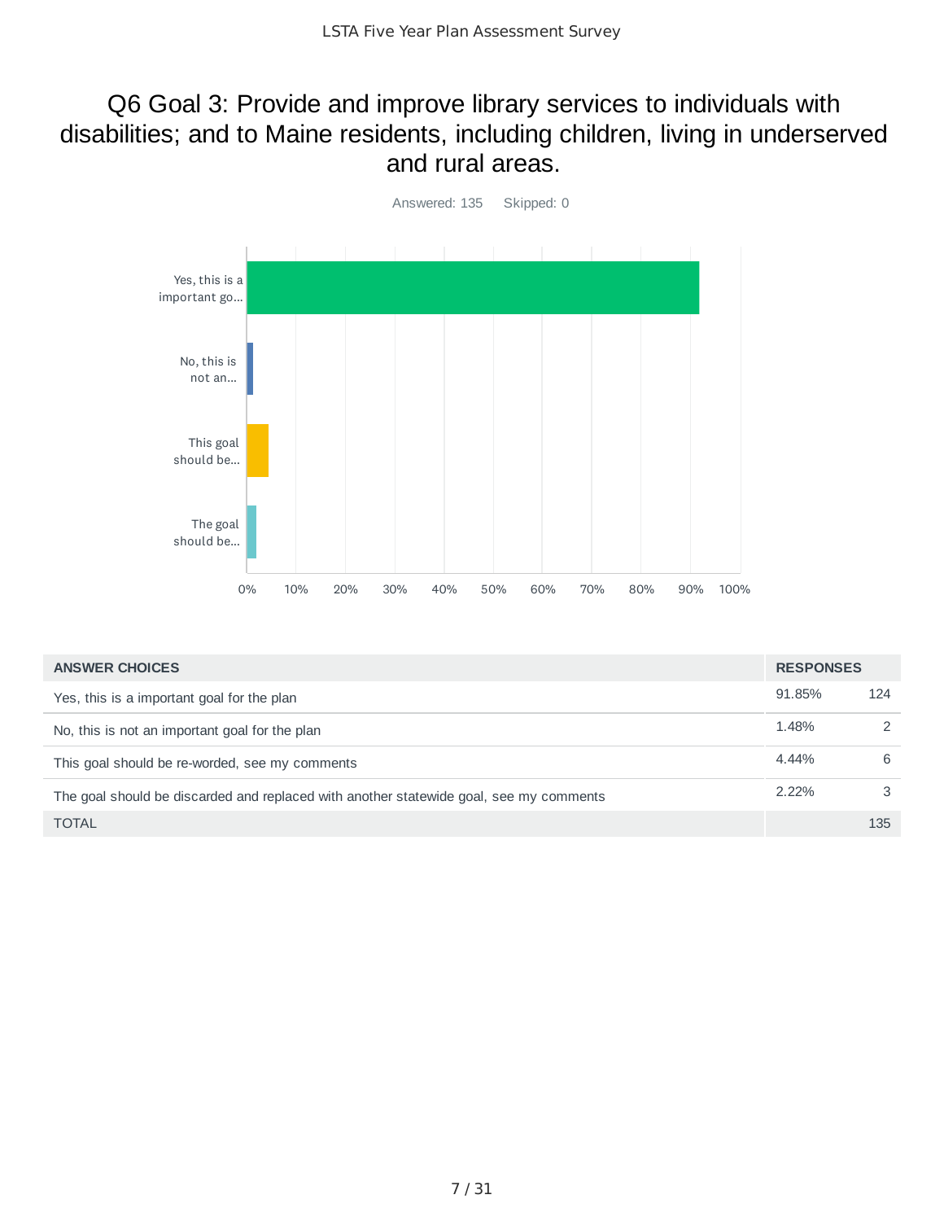# Q6 Goal 3: Provide and improve library services to individuals with disabilities; and to Maine residents, including children, living in underserved and rural areas.

Answered: 135 Skipped: 0

| ANSWER CHOICES | RESPONSES | |
|---|---|---|
| Yes, this is a important goal for the plan | 91.85% | 124 |
| No, this is not an important goal for the plan | 1.48% | 2 |
| This goal should be re-worded, see my comments | 4.44% | 6 |
| The goal should be discarded and replaced with another statewide goal, see my comments | 2.22% | 3 |
| TOTAL | | 135 |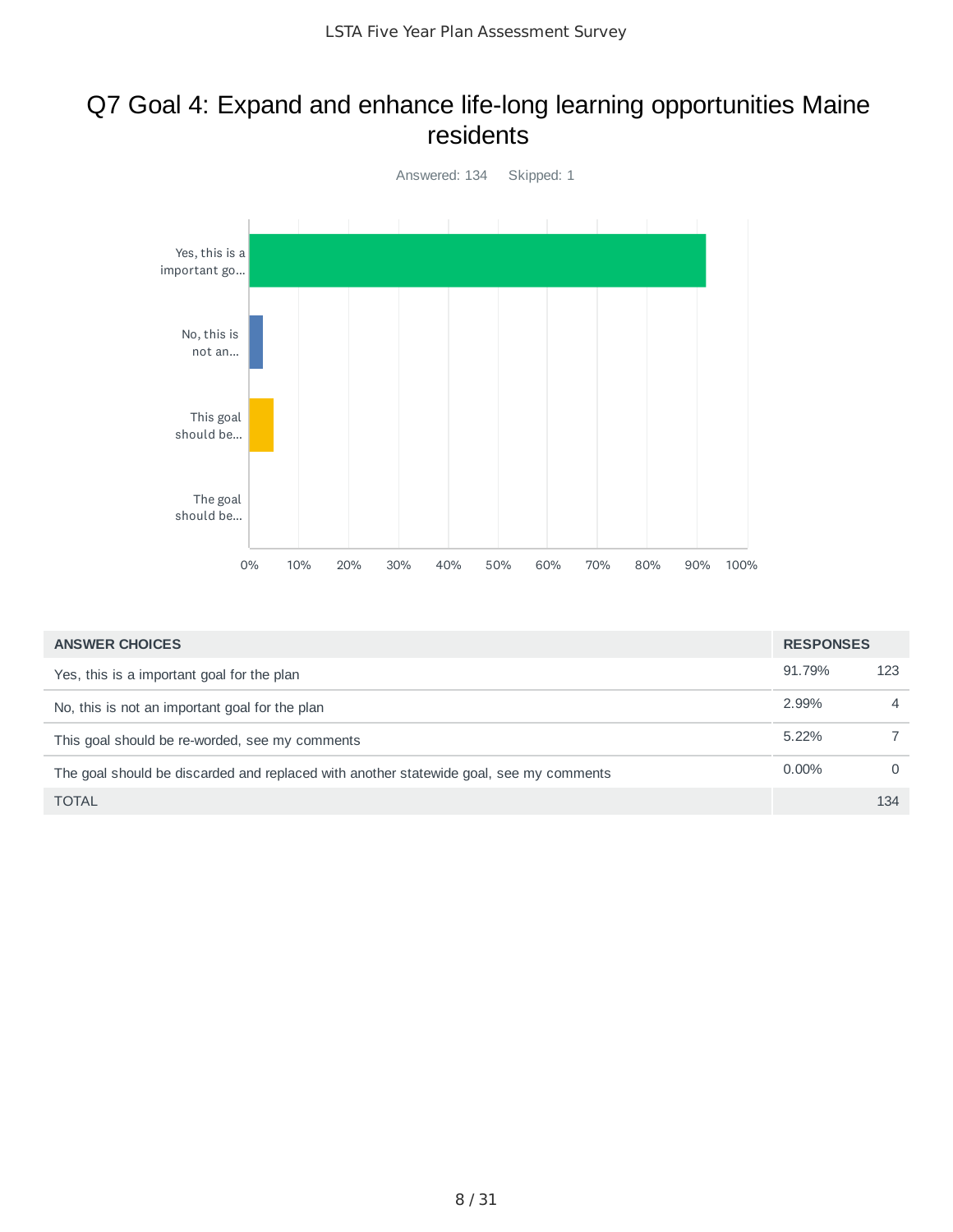# Q7 Goal 4: Expand and enhance life-long learning opportunities Maine residents

Answered: 134 Skipped: 1

| ANSWER CHOICES | RESPONSES | |
|---|---|---|
| Yes, this is a important goal for the plan | 91.79% | 123 |
| No, this is not an important goal for the plan | 2.99% | 4 |
| This goal should be re-worded, see my comments | 5.22% | 7 |
| The goal should be discarded and replaced with another statewide goal, see my comments | 0.00% | 0 |
| TOTAL | | 134 |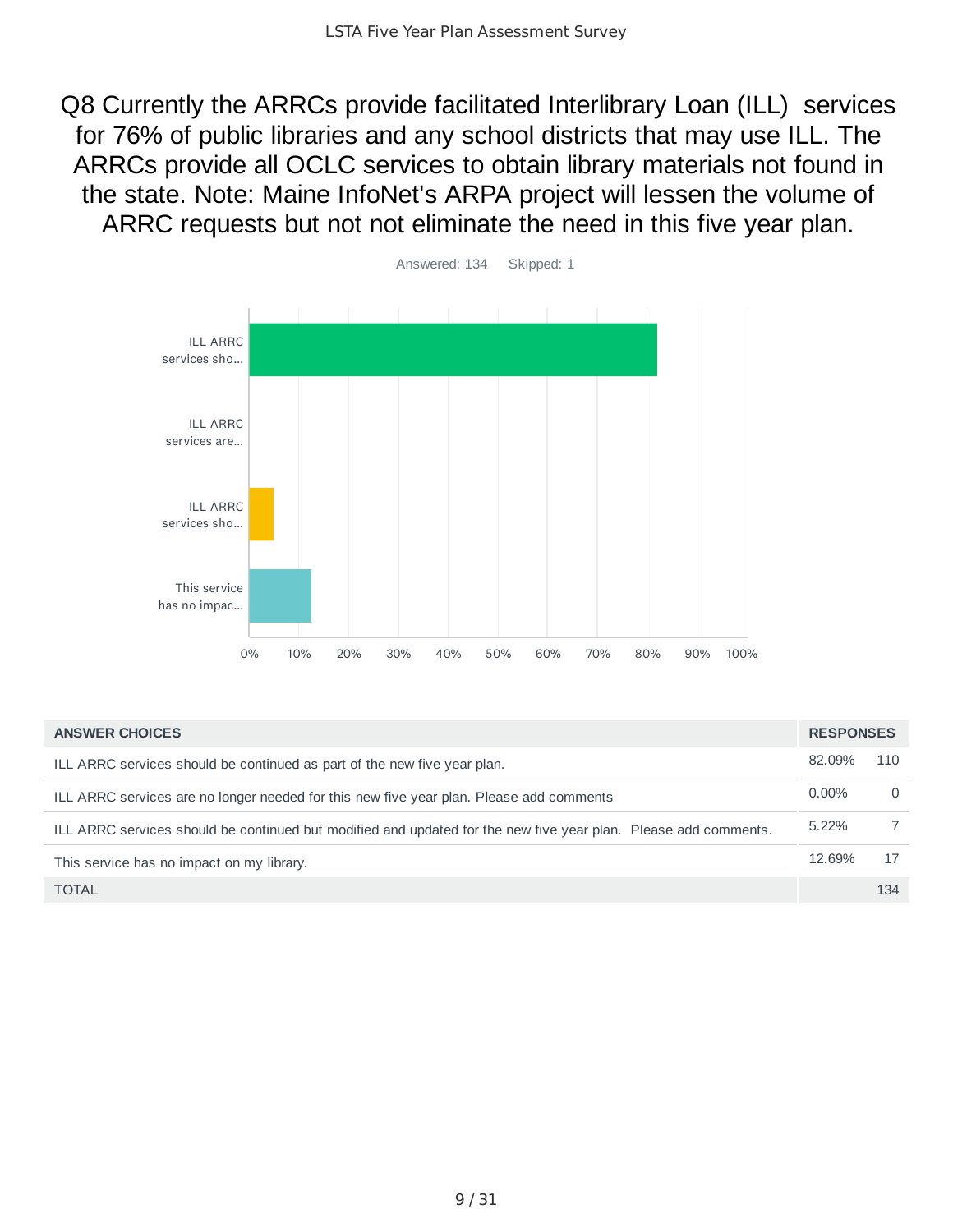## Q8 Currently the ARRCs provide facilitated Interlibrary Loan (ILL) services for 76% of public libraries and any school districts that may use ILL. The ARRCs provide all OCLC services to obtain library materials not found in the state. Note: Maine InfoNet's ARPA project will lessen the volume of ARRC requests but not not eliminate the need in this five year plan.

Answered: 134 Skipped: 1

| ANSWER CHOICES | RESPONSES | |
|---|---|---|
| ILL ARRC services should be continued as part of the new five year plan. | 82.09% | 110 |
| ILL ARRC services are no longer needed for this new five year plan. Please add comments | 0.00% | 0 |
| ILL ARRC services should be continued but modified and updated for the new five year plan. Please add comments. | 5.22% | 7 |
| This service has no impact on my library. | 12.69% | 17 |
| TOTAL | | 134 |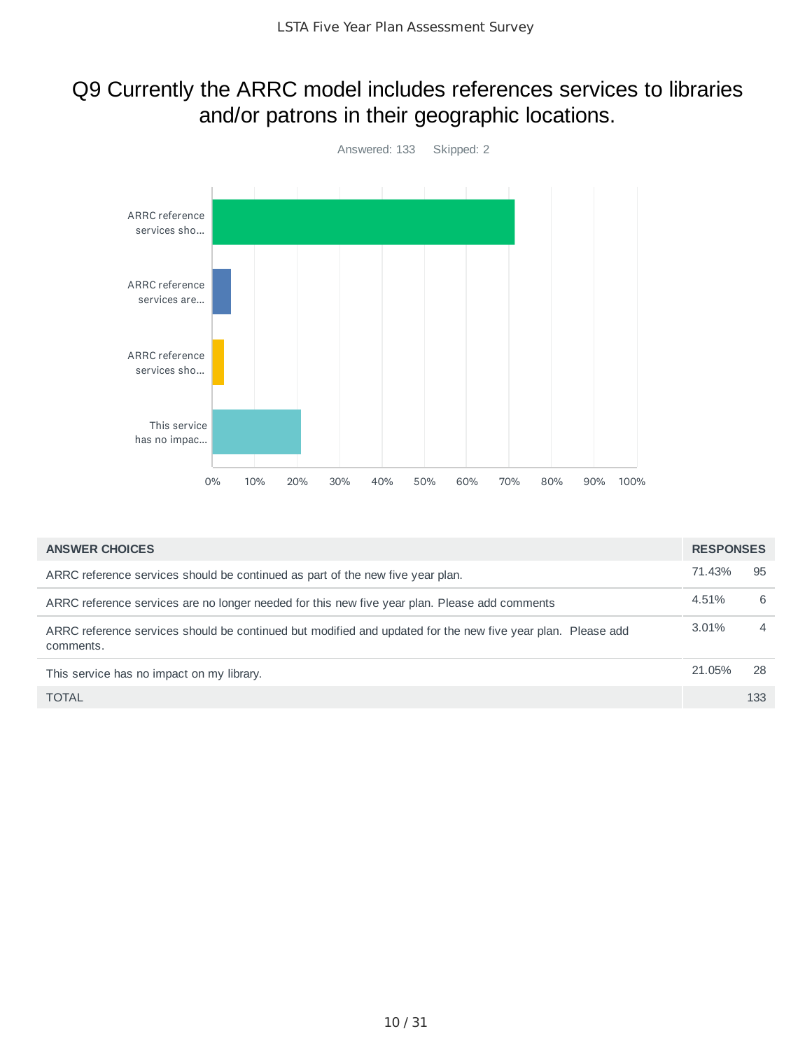# Q9 Currently the ARRC model includes references services to libraries and/or patrons in their geographic locations.

Answered: 133 Skipped: 2

| ANSWER CHOICES | RESPONSES | |
|---|---|---|
| ARRC reference services should be continued as part of the new five year plan. | 71.43% | 95 |
| ARRC reference services are no longer needed for this new five year plan. Please add comments | 4.51% | 6 |
| ARRC reference services should be continued but modified and updated for the new five year plan. Please add comments. | 3.01% | 4 |
| This service has no impact on my library. | 21.05% | 28 |
| TOTAL | | 133 |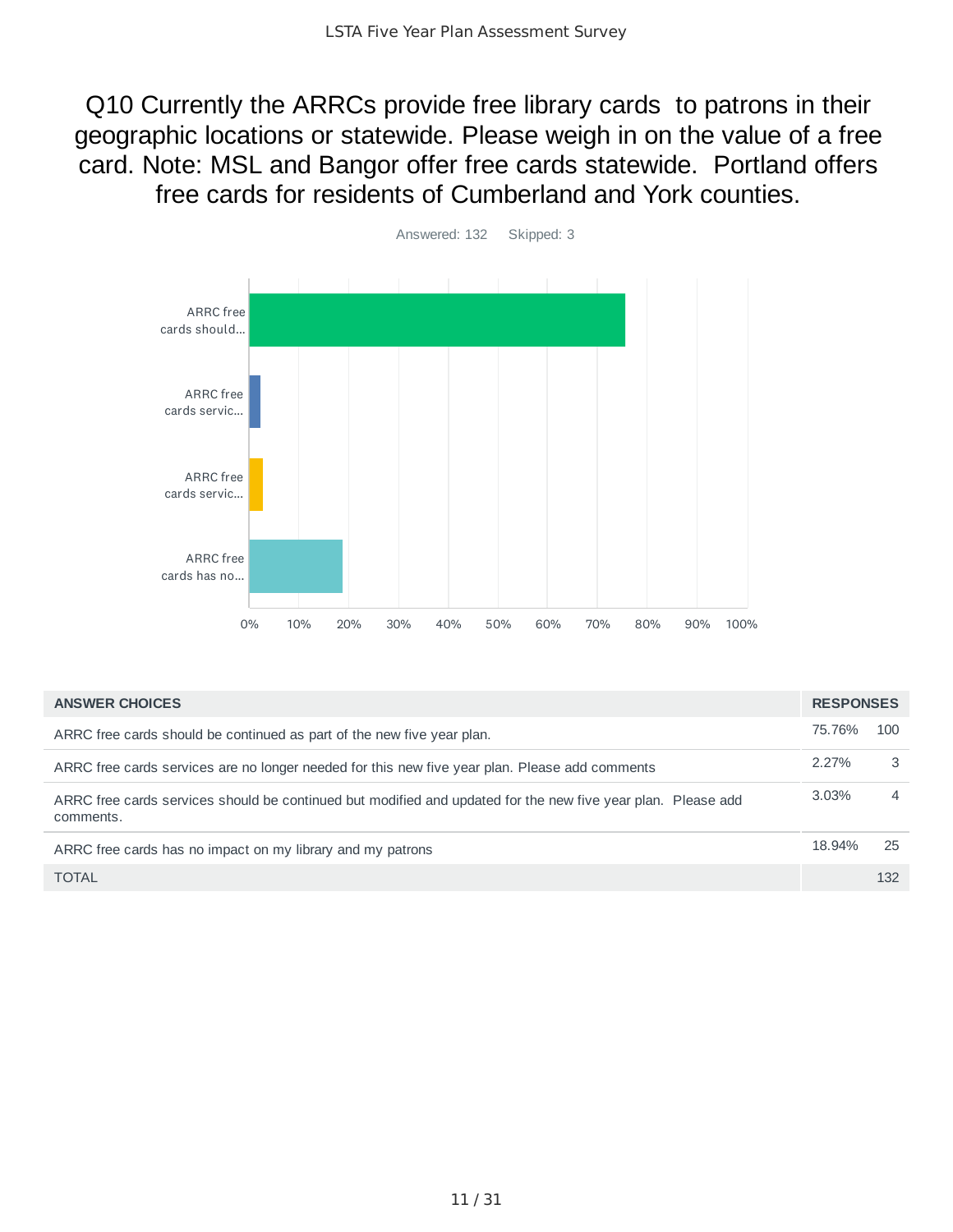# Q10 Currently the ARRCs provide free library cards to patrons in their geographic locations or statewide. Please weigh in on the value of a free card. Note: MSL and Bangor offer free cards statewide. Portland offers free cards for residents of Cumberland and York counties.

Answered: 132 Skipped: 3

| ANSWER CHOICES | RESPONSES | |
|---|---|---|
| ARRC free cards should be continued as part of the new five year plan. | 75.76% | 100 |
| ARRC free cards services are no longer needed for this new five year plan. Please add comments | 2.27% | 3 |
| ARRC free cards services should be continued but modified and updated for the new five year plan. Please add comments. | 3.03% | 4 |
| ARRC free cards has no impact on my library and my patrons | 18.94% | 25 |
| TOTAL | | 132 |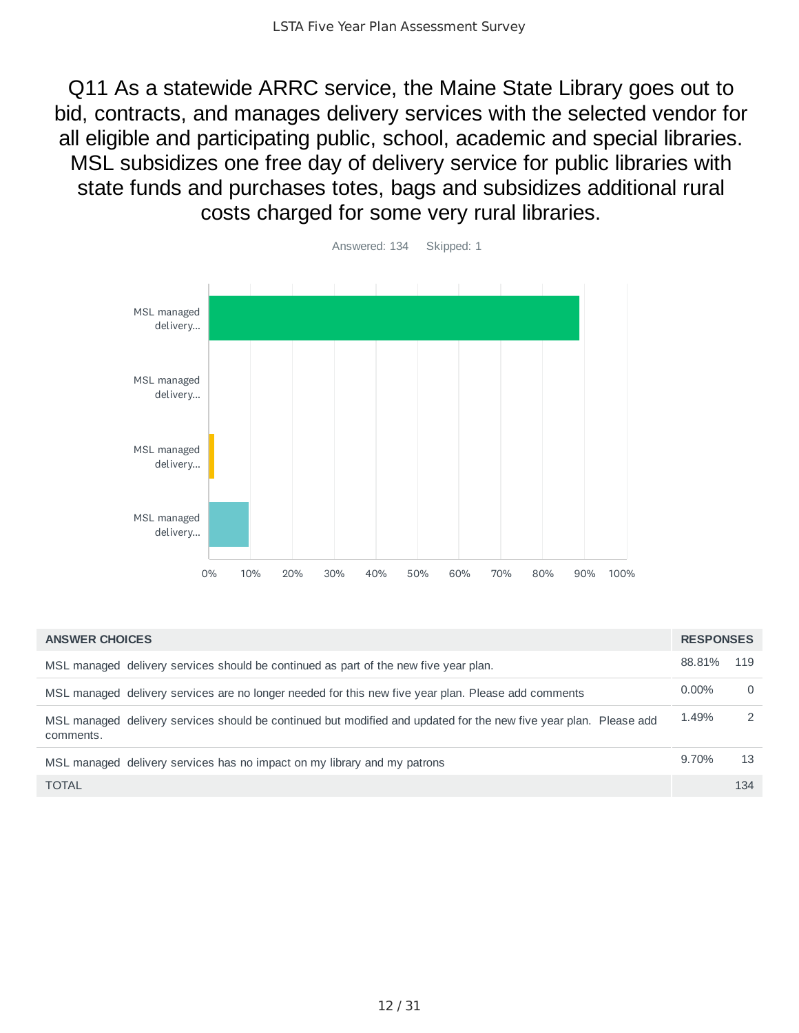# Q11 As a statewide ARRC service, the Maine State Library goes out to bid, contracts, and manages delivery services with the selected vendor for all eligible and participating public, school, academic and special libraries. MSL subsidizes one free day of delivery service for public libraries with state funds and purchases totes, bags and subsidizes additional rural costs charged for some very rural libraries.

Answered: 134 Skipped: 1

| ANSWER CHOICES | RESPONSES | |
|---|---|---|
| MSL managed delivery services should be continued as part of the new five year plan. | 88.81% | 119 |
| MSL managed delivery services are no longer needed for this new five year plan. Please add comments | 0.00% | 0 |
| MSL managed delivery services should be continued but modified and updated for the new five year plan. Please add comments. | 1.49% | 2 |
| MSL managed delivery services has no impact on my library and my patrons | 9.70% | 13 |
| TOTAL | | 134 |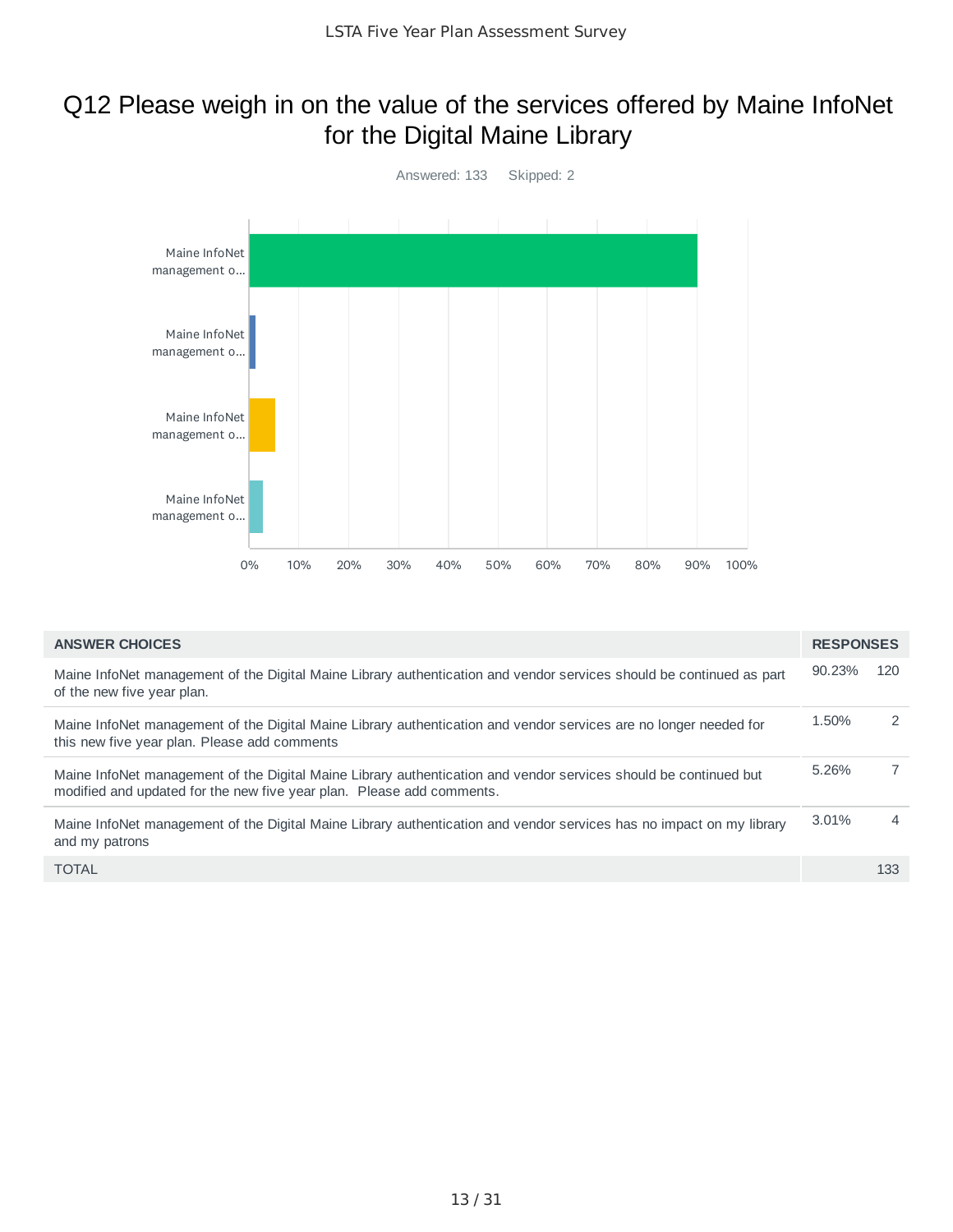# Q12 Please weigh in on the value of the services offered by Maine InfoNet for the Digital Maine Library

Answered: 133 Skipped: 2

| ANSWER CHOICES | RESPONSES | |
|---|---|---|
| Maine InfoNet management of the Digital Maine Library authentication and vendor services should be continued as part of the new five year plan. | 90.23% | 120 |
| Maine InfoNet management of the Digital Maine Library authentication and vendor services are no longer needed for this new five year plan. Please add comments | 1.50% | 2 |
| Maine InfoNet management of the Digital Maine Library authentication and vendor services should be continued but modified and updated for the new five year plan. Please add comments. | 5.26% | 7 |
| Maine InfoNet management of the Digital Maine Library authentication and vendor services has no impact on my library and my patrons | 3.01% | 4 |
| TOTAL | | 133 |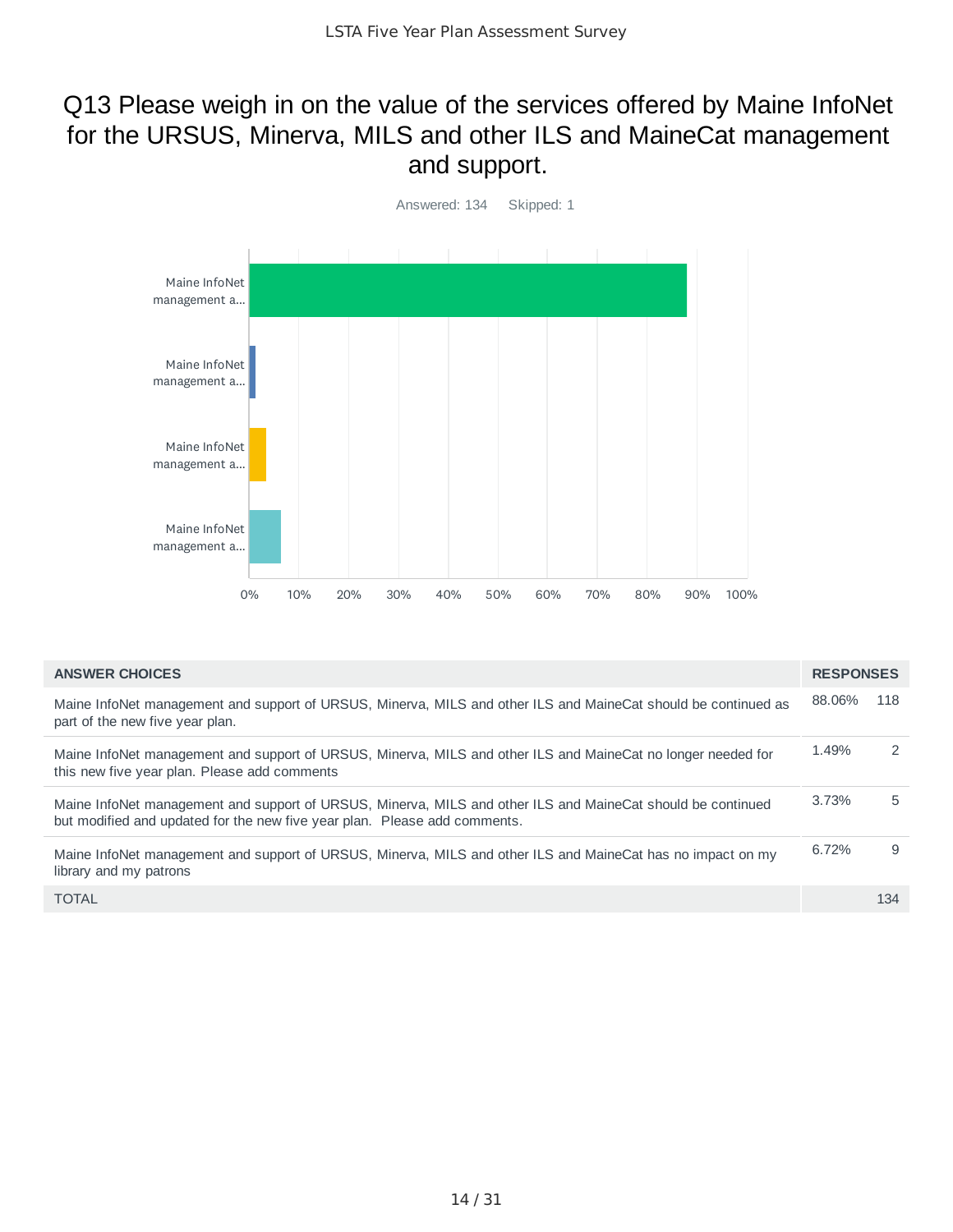# Q13 Please weigh in on the value of the services offered by Maine InfoNet for the URSUS, Minerva, MILS and other ILS and MaineCat management and support.

Answered: 134 Skipped: 1

| ANSWER CHOICES | RESPONSES | |
|---|---|---|
| Maine InfoNet management and support of URSUS, Minerva, MILS and other ILS and MaineCat should be continued as part of the new five year plan. | 88.06% | 118 |
| Maine InfoNet management and support of URSUS, Minerva, MILS and other ILS and MaineCat no longer needed for this new five year plan. Please add comments | 1.49% | 2 |
| Maine InfoNet management and support of URSUS, Minerva, MILS and other ILS and MaineCat should be continued but modified and updated for the new five year plan. Please add comments. | 3.73% | 5 |
| Maine InfoNet management and support of URSUS, Minerva, MILS and other ILS and MaineCat has no impact on my library and my patrons | 6.72% | 9 |
| TOTAL | | 134 |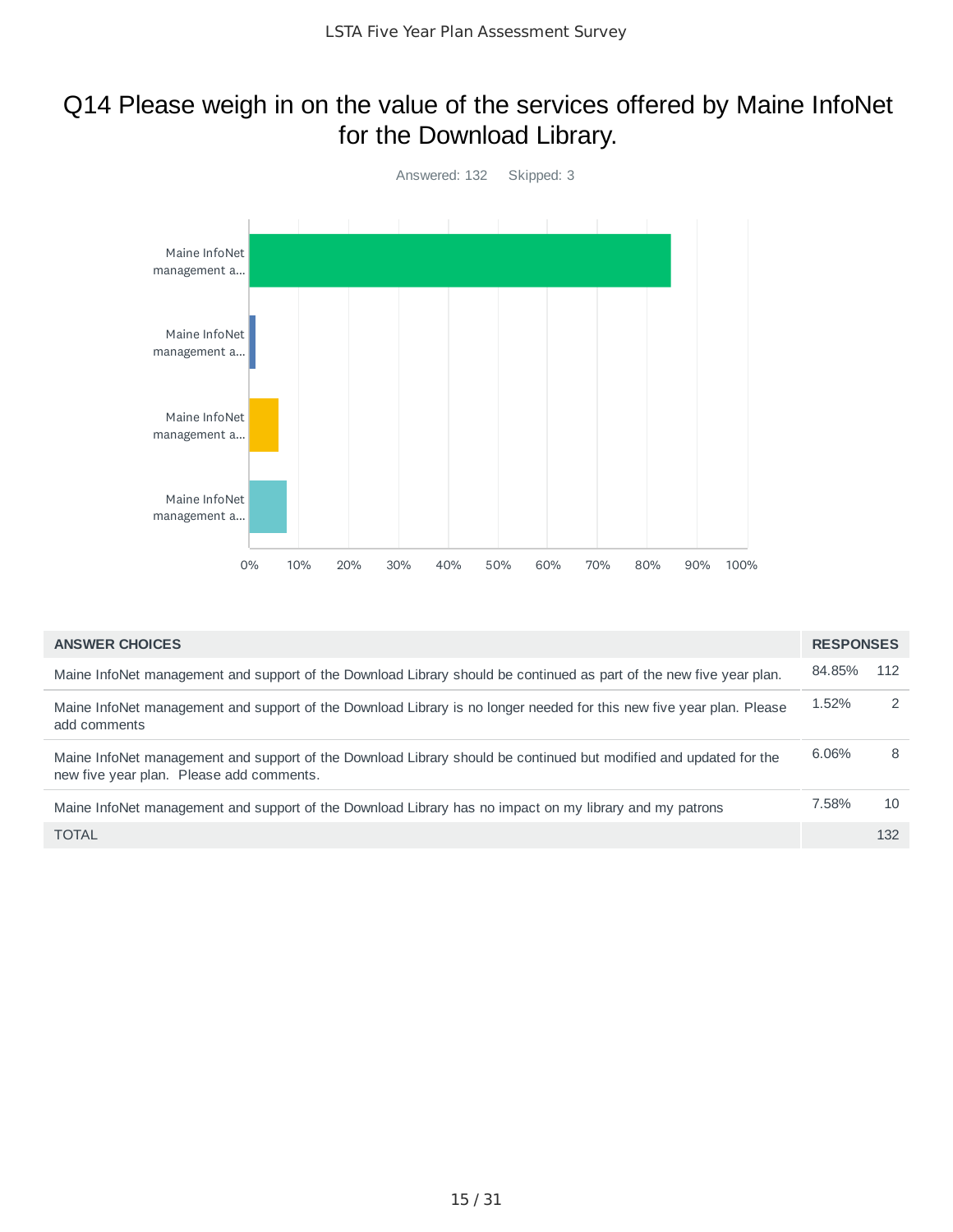# Q14 Please weigh in on the value of the services offered by Maine InfoNet for the Download Library.

Answered: 132 Skipped: 3

| ANSWER CHOICES | RESPONSES | |
|---|---|---|
| Maine InfoNet management and support of the Download Library should be continued as part of the new five year plan. | 84.85% | 112 |
| Maine InfoNet management and support of the Download Library is no longer needed for this new five year plan. Please add comments | 1.52% | 2 |
| Maine InfoNet management and support of the Download Library should be continued but modified and updated for the new five year plan. Please add comments. | 6.06% | 8 |
| Maine InfoNet management and support of the Download Library has no impact on my library and my patrons | 7.58% | 10 |
| TOTAL | | 132 |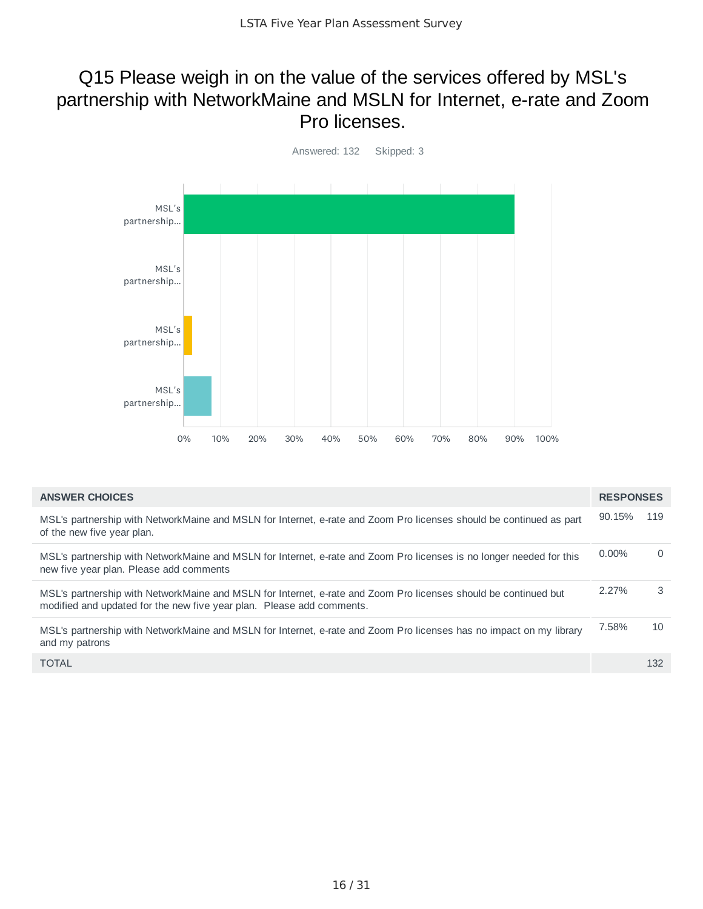# Q15 Please weigh in on the value of the services offered by MSL's partnership with NetworkMaine and MSLN for Internet, e-rate and Zoom Pro licenses.

Answered: 132 Skipped: 3

| ANSWER CHOICES | RESPONSES | |
|---|---|---|
| MSL's partnership with NetworkMaine and MSLN for Internet, e-rate and Zoom Pro licenses should be continued as part of the new five year plan. | 90.15% | 119 |
| MSL's partnership with NetworkMaine and MSLN for Internet, e-rate and Zoom Pro licenses is no longer needed for this new five year plan. Please add comments | 0.00% | 0 |
| MSL's partnership with NetworkMaine and MSLN for Internet, e-rate and Zoom Pro licenses should be continued but modified and updated for the new five year plan. Please add comments. | 2.27% | 3 |
| MSL's partnership with NetworkMaine and MSLN for Internet, e-rate and Zoom Pro licenses has no impact on my library and my patrons | 7.58% | 10 |
| TOTAL | | 132 |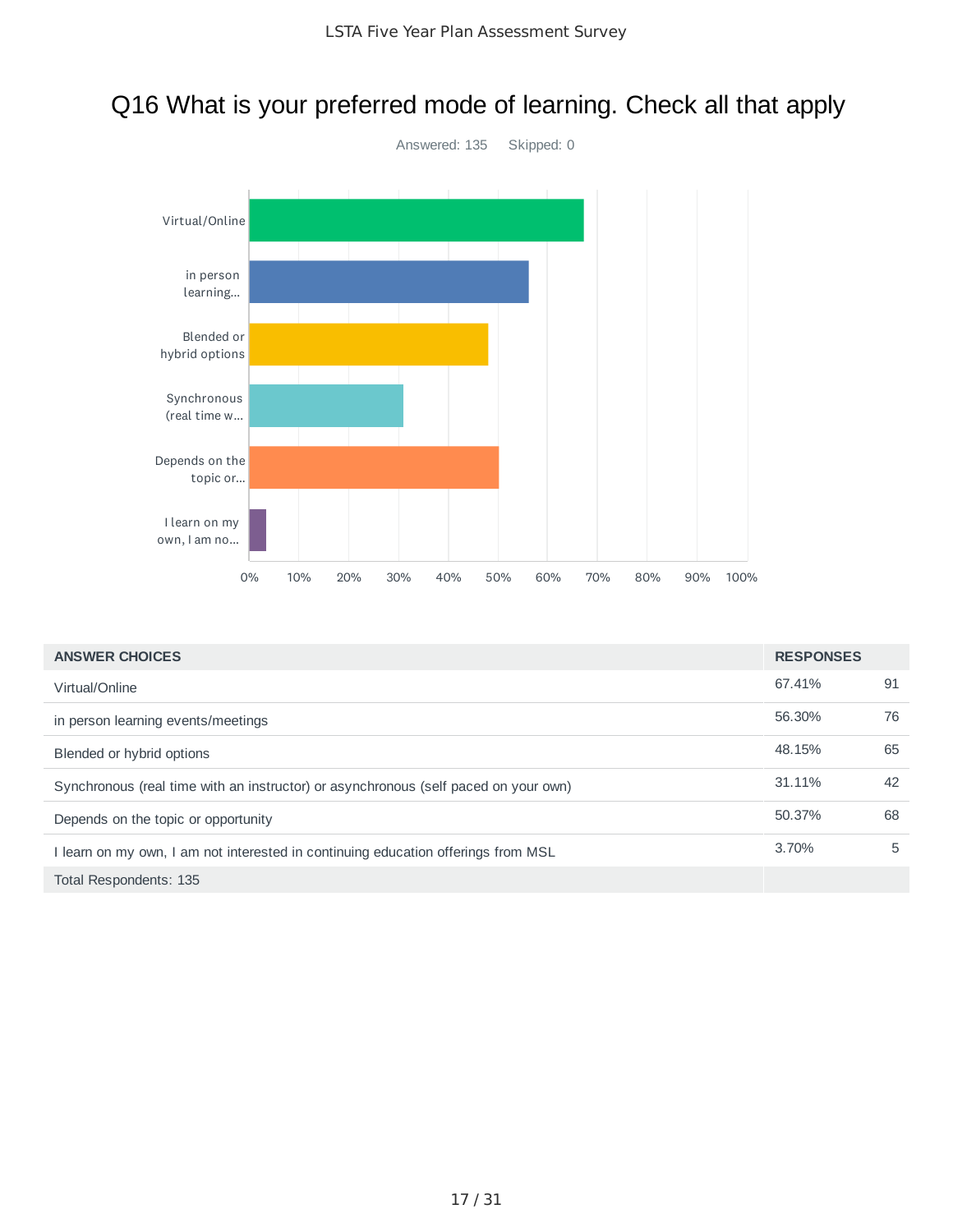## Q16 What is your preferred mode of learning. Check all that apply

Answered: 135    Skipped: 0

| ANSWER CHOICES | RESPONSES | |
|---|---|---|
| Virtual/Online | 67.41% | 91 |
| in person learning events/meetings | 56.30% | 76 |
| Blended or hybrid options | 48.15% | 65 |
| Synchronous (real time with an instructor) or asynchronous (self paced on your own) | 31.11% | 42 |
| Depends on the topic or opportunity | 50.37% | 68 |
| I learn on my own, I am not interested in continuing education offerings from MSL | 3.70% | 5 |
| Total Respondents: 135 | | |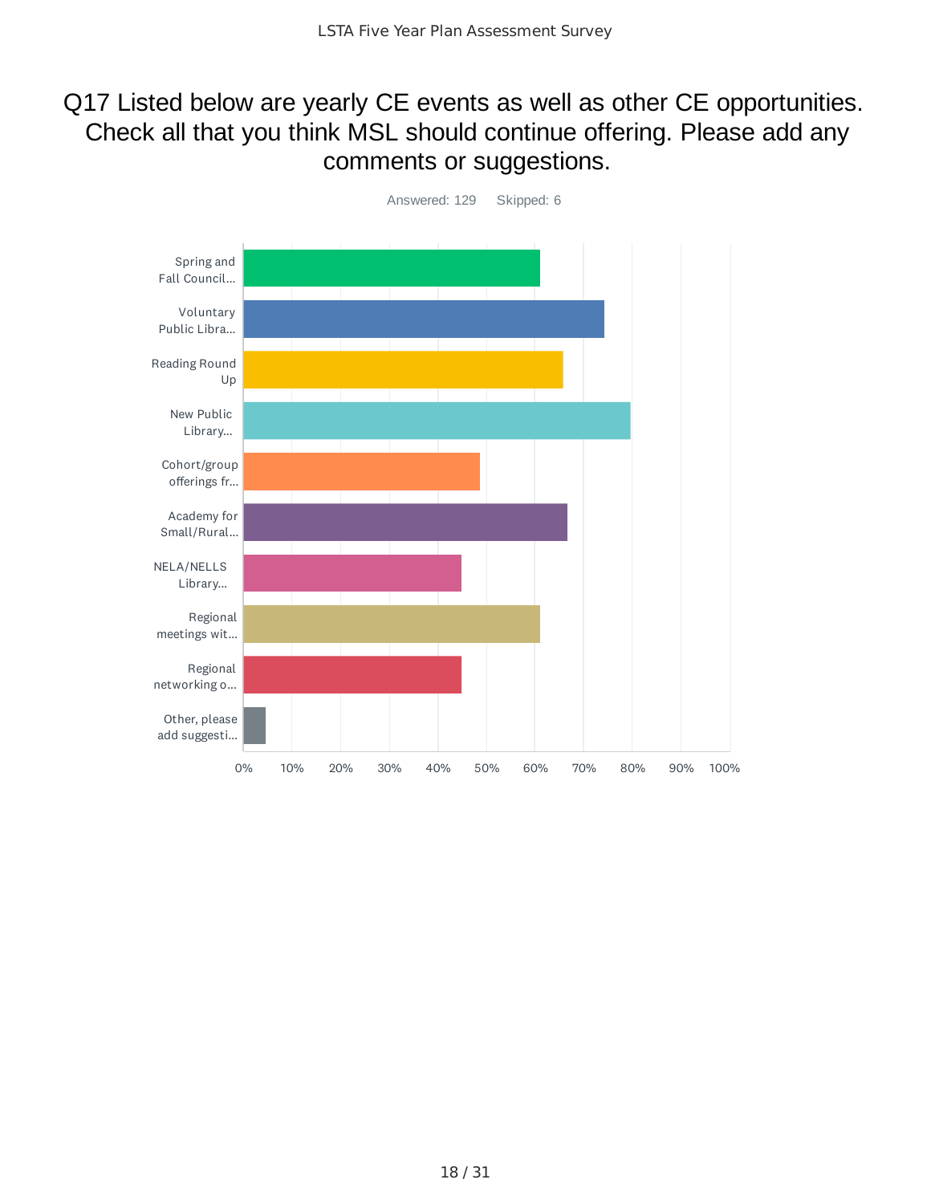# Q17 Listed below are yearly CE events as well as other CE opportunities. Check all that you think MSL should continue offering. Please add any comments or suggestions.

Answered: 129 Skipped: 6

| Option | Approximate % |
|---|---|
| Spring and Fall Council... | ~61% |
| Voluntary Public Libra... | ~74% |
| Reading Round Up | ~66% |
| New Public Library... | ~80% |
| Cohort/group offerings fr... | ~49% |
| Academy for Small/Rural... | ~67% |
| NELA/NELLS Library... | ~45% |
| Regional meetings wit... | ~61% |
| Regional networking o... | ~45% |
| Other, please add suggesti... | ~5% |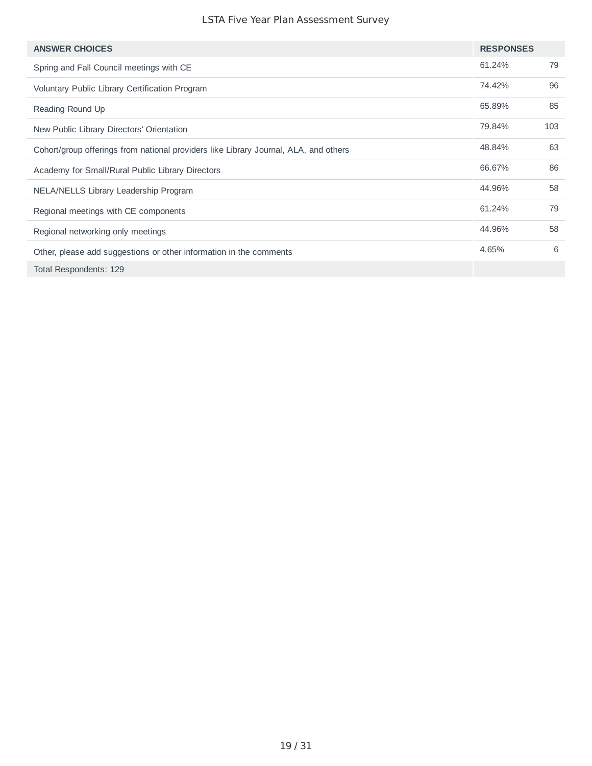| ANSWER CHOICES | RESPONSES | |
|---|---|---|
| Spring and Fall Council meetings with CE | 61.24% | 79 |
| Voluntary Public Library Certification Program | 74.42% | 96 |
| Reading Round Up | 65.89% | 85 |
| New Public Library Directors' Orientation | 79.84% | 103 |
| Cohort/group offerings from national providers like Library Journal, ALA, and others | 48.84% | 63 |
| Academy for Small/Rural Public Library Directors | 66.67% | 86 |
| NELA/NELLS Library Leadership Program | 44.96% | 58 |
| Regional meetings with CE components | 61.24% | 79 |
| Regional networking only meetings | 44.96% | 58 |
| Other, please add suggestions or other information in the comments | 4.65% | 6 |
| Total Respondents: 129 | | |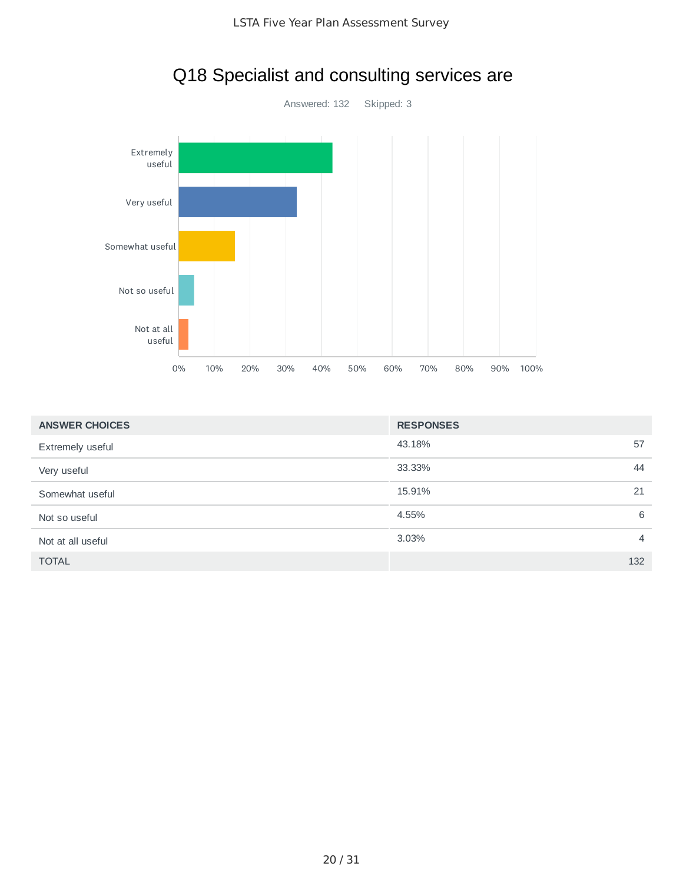# Q18 Specialist and consulting services are

Answered: 132 Skipped: 3

| ANSWER CHOICES | RESPONSES | |
|---|---|---|
| Extremely useful | 43.18% | 57 |
| Very useful | 33.33% | 44 |
| Somewhat useful | 15.91% | 21 |
| Not so useful | 4.55% | 6 |
| Not at all useful | 3.03% | 4 |
| TOTAL | | 132 |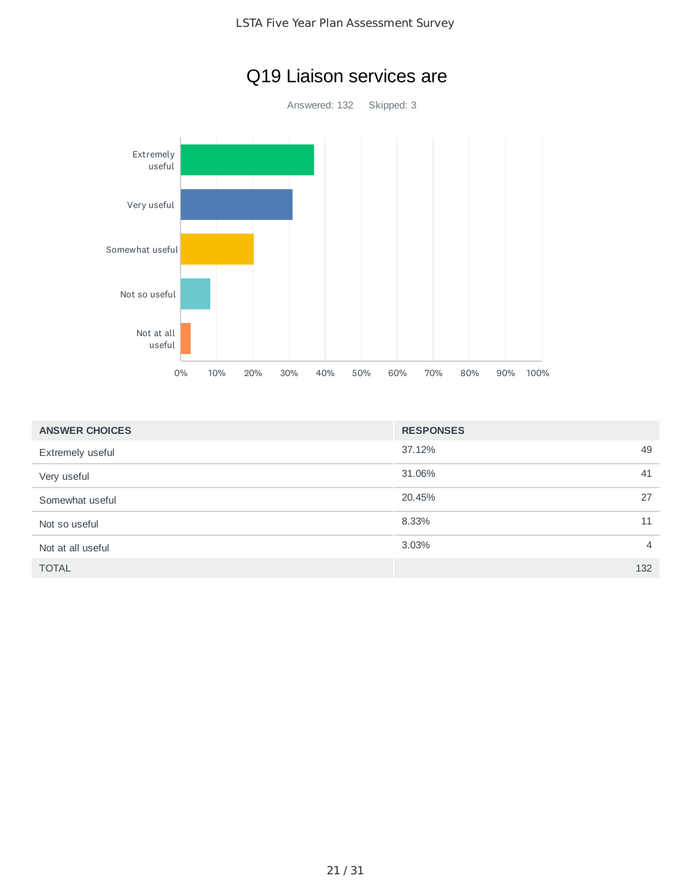# Q19 Liaison services are

Answered: 132 Skipped: 3

| ANSWER CHOICES | RESPONSES | |
|---|---|---|
| Extremely useful | 37.12% | 49 |
| Very useful | 31.06% | 41 |
| Somewhat useful | 20.45% | 27 |
| Not so useful | 8.33% | 11 |
| Not at all useful | 3.03% | 4 |
| TOTAL | | 132 |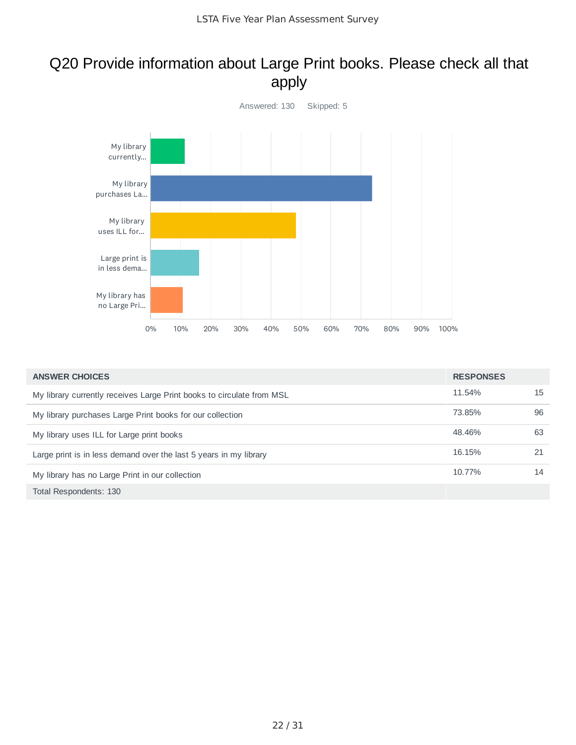# Q20 Provide information about Large Print books. Please check all that apply

Answered: 130    Skipped: 5

| ANSWER CHOICES | RESPONSES | |
|---|---|---|
| My library currently receives Large Print books to circulate from MSL | 11.54% | 15 |
| My library purchases Large Print books for our collection | 73.85% | 96 |
| My library uses ILL for Large print books | 48.46% | 63 |
| Large print is in less demand over the last 5 years in my library | 16.15% | 21 |
| My library has no Large Print in our collection | 10.77% | 14 |
| Total Respondents: 130 | | |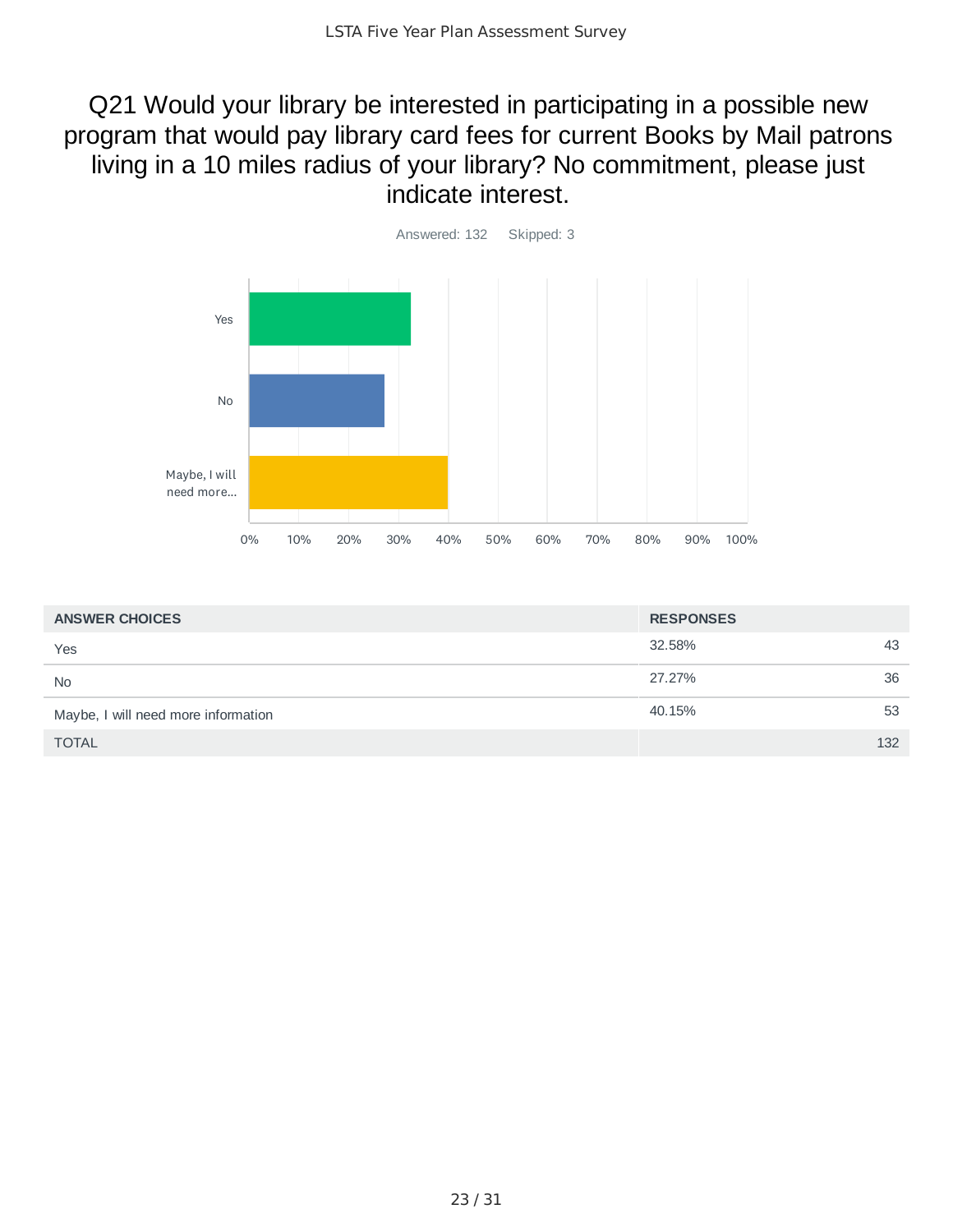# Q21 Would your library be interested in participating in a possible new program that would pay library card fees for current Books by Mail patrons living in a 10 miles radius of your library? No commitment, please just indicate interest.

Answered: 132 Skipped: 3

| ANSWER CHOICES | RESPONSES | |
|---|---|---|
| Yes | 32.58% | 43 |
| No | 27.27% | 36 |
| Maybe, I will need more information | 40.15% | 53 |
| TOTAL | | 132 |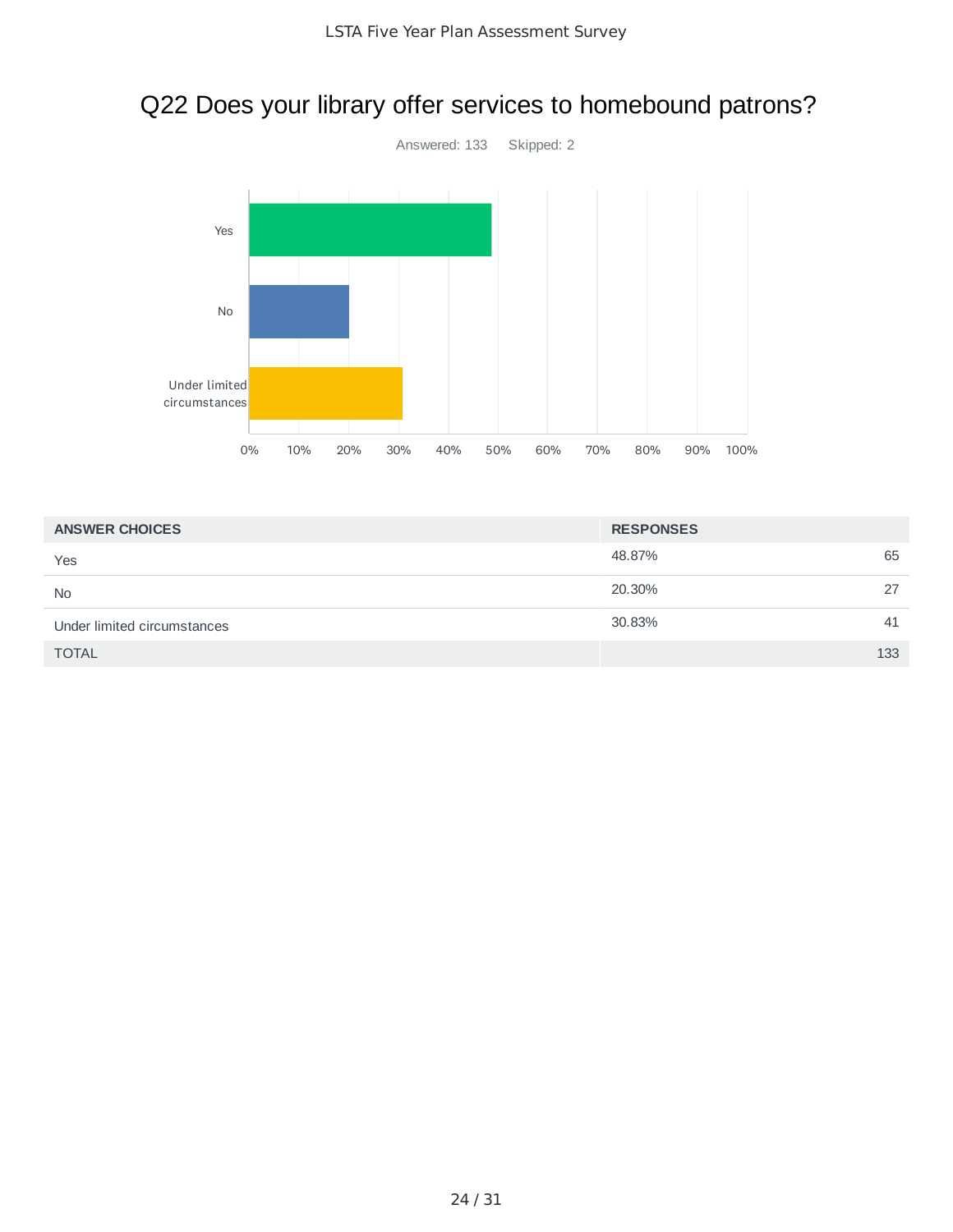# Q22 Does your library offer services to homebound patrons?

Answered: 133    Skipped: 2

| ANSWER CHOICES | RESPONSES | |
|---|---|---|
| Yes | 48.87% | 65 |
| No | 20.30% | 27 |
| Under limited circumstances | 30.83% | 41 |
| TOTAL | | 133 |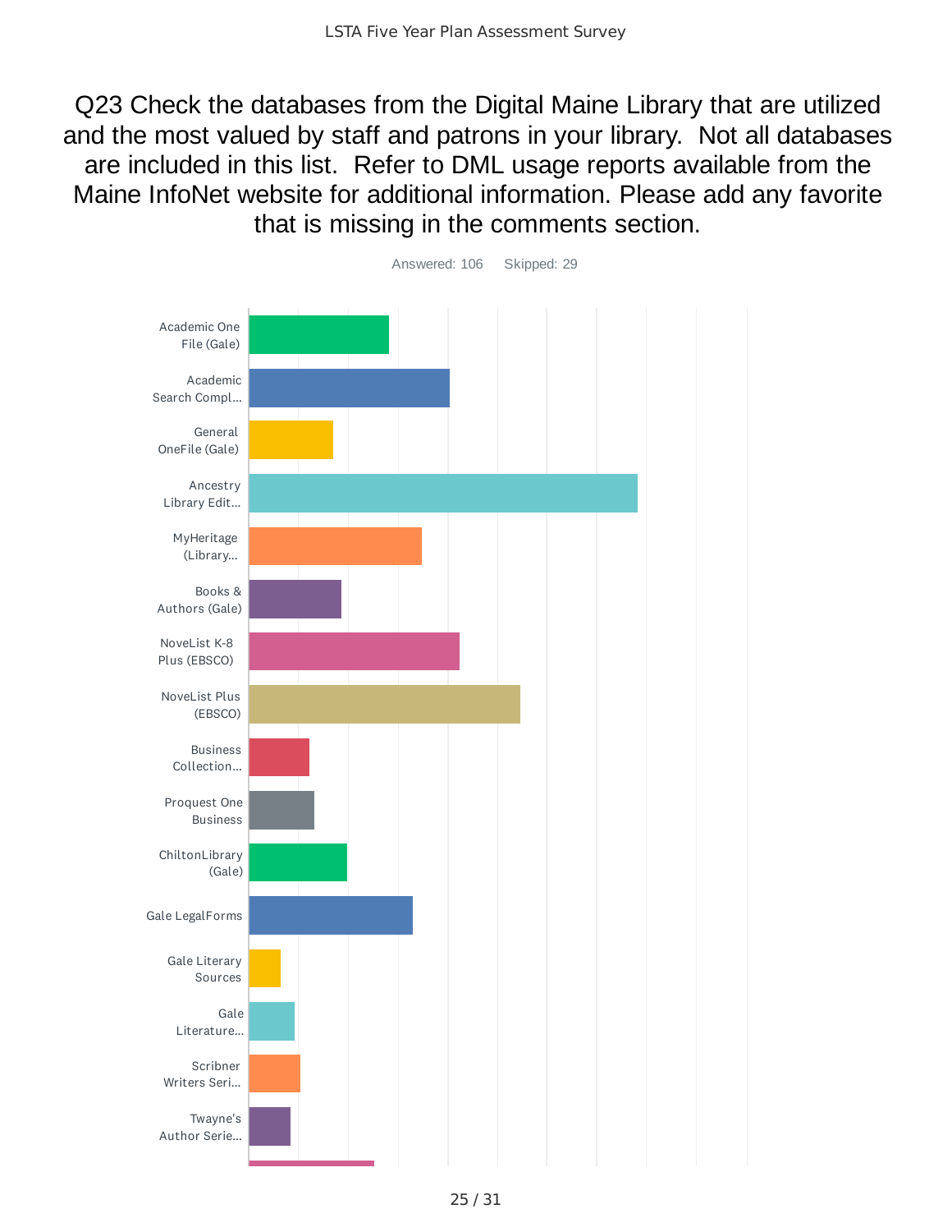# Q23 Check the databases from the Digital Maine Library that are utilized and the most valued by staff and patrons in your library. Not all databases are included in this list. Refer to DML usage reports available from the Maine InfoNet website for additional information. Please add any favorite that is missing in the comments section.

Answered: 106 Skipped: 29

- Academic One File (Gale)
- Academic Search Compl...
- General OneFile (Gale)
- Ancestry Library Edit...
- MyHeritage (Library...
- Books & Authors (Gale)
- NoveList K-8 Plus (EBSCO)
- NoveList Plus (EBSCO)
- Business Collection...
- Proquest One Business
- ChiltonLibrary (Gale)
- Gale LegalForms
- Gale Literary Sources
- Gale Literature...
- Scribner Writers Seri...
- Twayne's Author Serie...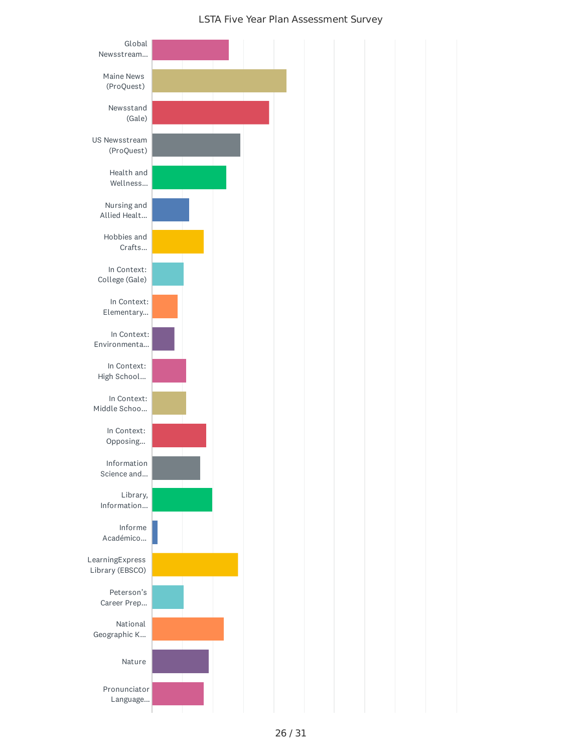LSTA Five Year Plan Assessment Survey

- Global Newsstream...
- Maine News (ProQuest)
- Newsstand (Gale)
- US Newsstream (ProQuest)
- Health and Wellness...
- Nursing and Allied Healt...
- Hobbies and Crafts...
- In Context: College (Gale)
- In Context: Elementary...
- In Context: Environmenta...
- In Context: High School...
- In Context: Middle Schoo...
- In Context: Opposing...
- Information Science and...
- Library, Information...
- Informe Académico...
- LearningExpress Library (EBSCO)
- Peterson's Career Prep...
- National Geographic K...
- Nature
- Pronunciator Language...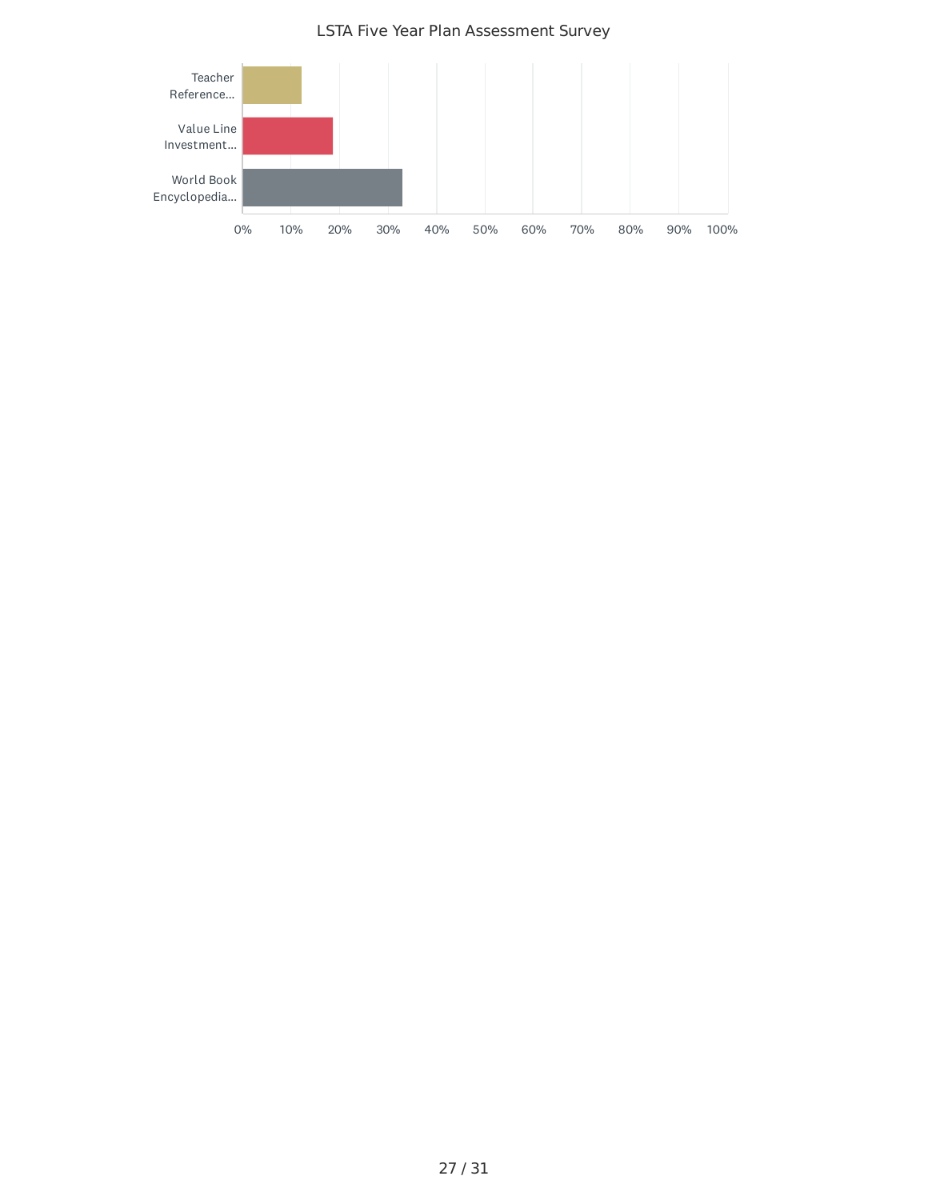LSTA Five Year Plan Assessment Survey

| Category | Approximate value |
| --- | --- |
| Teacher Reference... | ~12% |
| Value Line Investment... | ~18% |
| World Book Encyclopedia... | ~33% |

Axis: 0% 10% 20% 30% 40% 50% 60% 70% 80% 90% 100%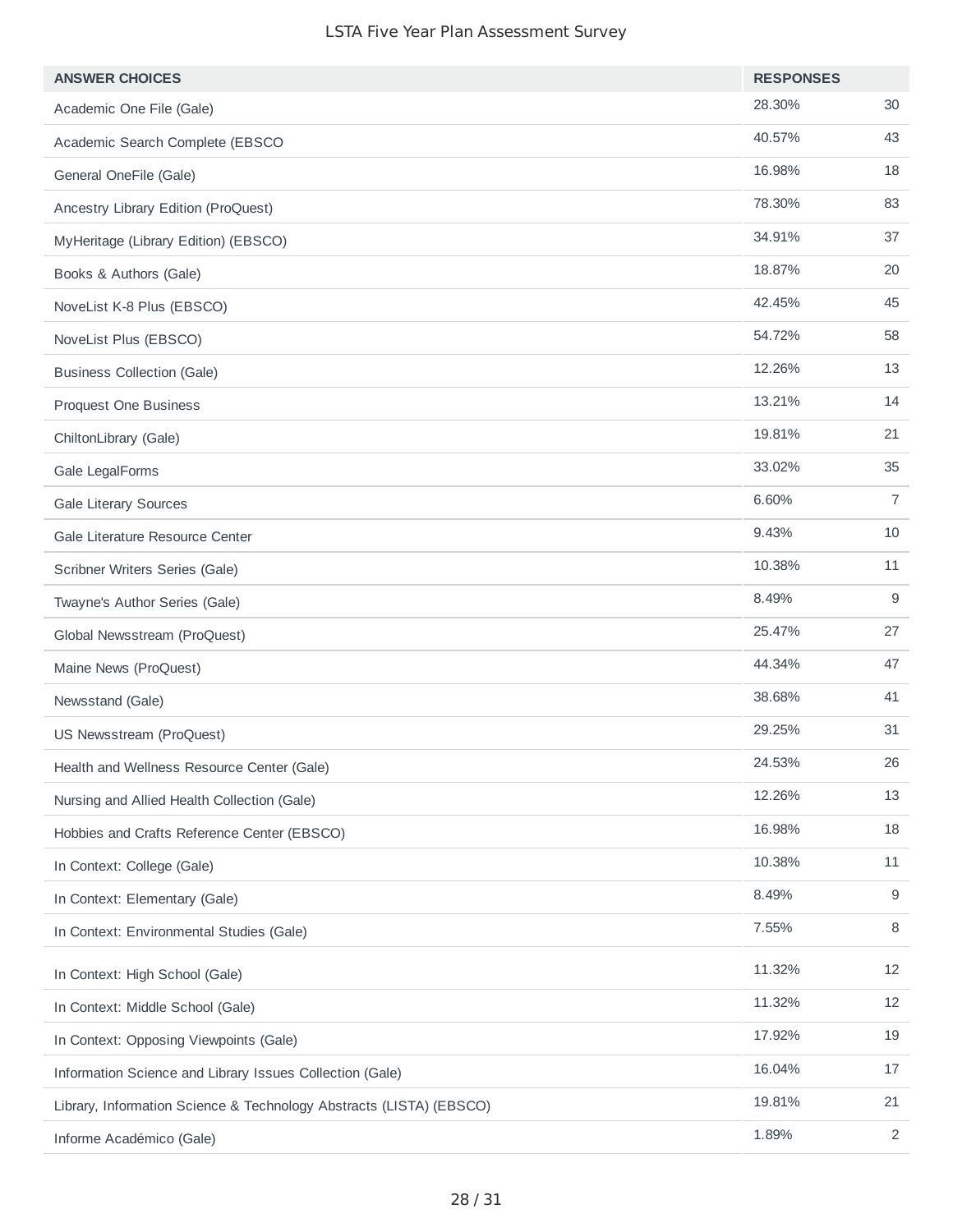| ANSWER CHOICES | RESPONSES | |
|---|---|---|
| Academic One File (Gale) | 28.30% | 30 |
| Academic Search Complete (EBSCO | 40.57% | 43 |
| General OneFile (Gale) | 16.98% | 18 |
| Ancestry Library Edition (ProQuest) | 78.30% | 83 |
| MyHeritage (Library Edition) (EBSCO) | 34.91% | 37 |
| Books & Authors (Gale) | 18.87% | 20 |
| NoveList K-8 Plus (EBSCO) | 42.45% | 45 |
| NoveList Plus (EBSCO) | 54.72% | 58 |
| Business Collection (Gale) | 12.26% | 13 |
| Proquest One Business | 13.21% | 14 |
| ChiltonLibrary (Gale) | 19.81% | 21 |
| Gale LegalForms | 33.02% | 35 |
| Gale Literary Sources | 6.60% | 7 |
| Gale Literature Resource Center | 9.43% | 10 |
| Scribner Writers Series (Gale) | 10.38% | 11 |
| Twayne's Author Series (Gale) | 8.49% | 9 |
| Global Newsstream (ProQuest) | 25.47% | 27 |
| Maine News (ProQuest) | 44.34% | 47 |
| Newsstand (Gale) | 38.68% | 41 |
| US Newsstream (ProQuest) | 29.25% | 31 |
| Health and Wellness Resource Center (Gale) | 24.53% | 26 |
| Nursing and Allied Health Collection (Gale) | 12.26% | 13 |
| Hobbies and Crafts Reference Center (EBSCO) | 16.98% | 18 |
| In Context: College (Gale) | 10.38% | 11 |
| In Context: Elementary (Gale) | 8.49% | 9 |
| In Context: Environmental Studies (Gale) | 7.55% | 8 |
| In Context: High School (Gale) | 11.32% | 12 |
| In Context: Middle School (Gale) | 11.32% | 12 |
| In Context: Opposing Viewpoints (Gale) | 17.92% | 19 |
| Information Science and Library Issues Collection (Gale) | 16.04% | 17 |
| Library, Information Science & Technology Abstracts (LISTA) (EBSCO) | 19.81% | 21 |
| Informe Académico (Gale) | 1.89% | 2 |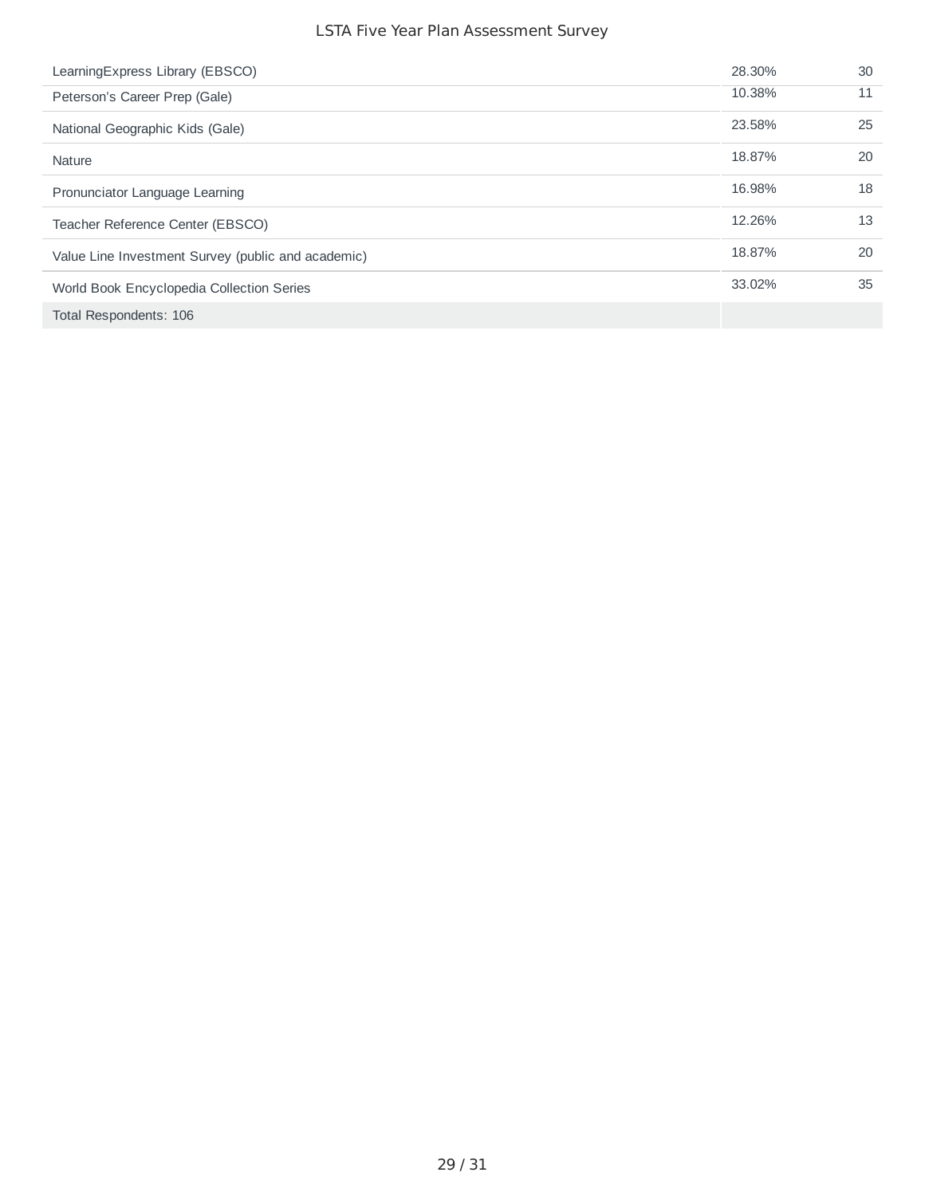| | | |
|---|---|---|
| LearningExpress Library (EBSCO) | 28.30% | 30 |
| Peterson's Career Prep (Gale) | 10.38% | 11 |
| National Geographic Kids (Gale) | 23.58% | 25 |
| Nature | 18.87% | 20 |
| Pronunciator Language Learning | 16.98% | 18 |
| Teacher Reference Center (EBSCO) | 12.26% | 13 |
| Value Line Investment Survey (public and academic) | 18.87% | 20 |
| World Book Encyclopedia Collection Series | 33.02% | 35 |
| Total Respondents: 106 | | |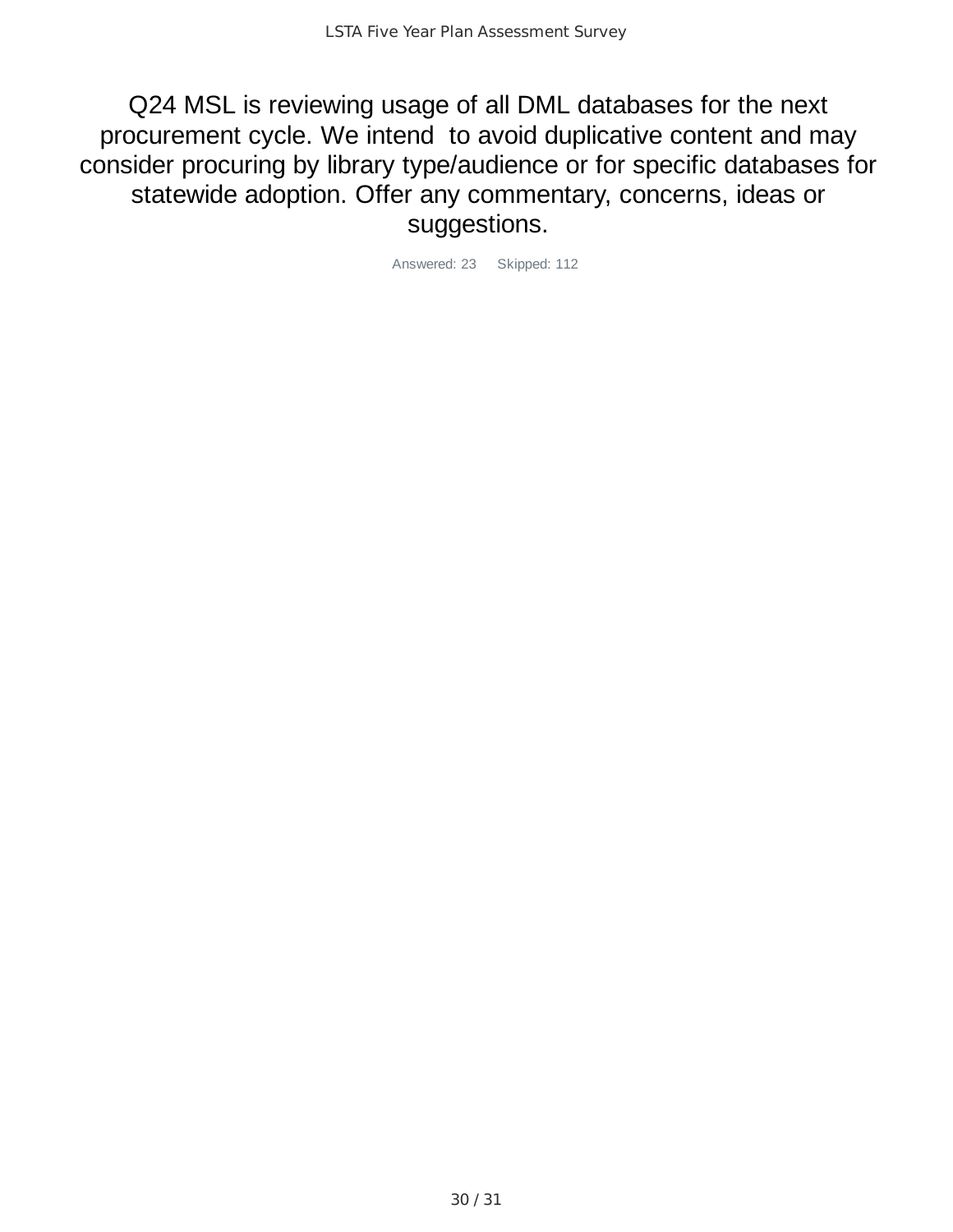# Q24 MSL is reviewing usage of all DML databases for the next procurement cycle. We intend to avoid duplicative content and may consider procuring by library type/audience or for specific databases for statewide adoption. Offer any commentary, concerns, ideas or suggestions.

Answered: 23    Skipped: 112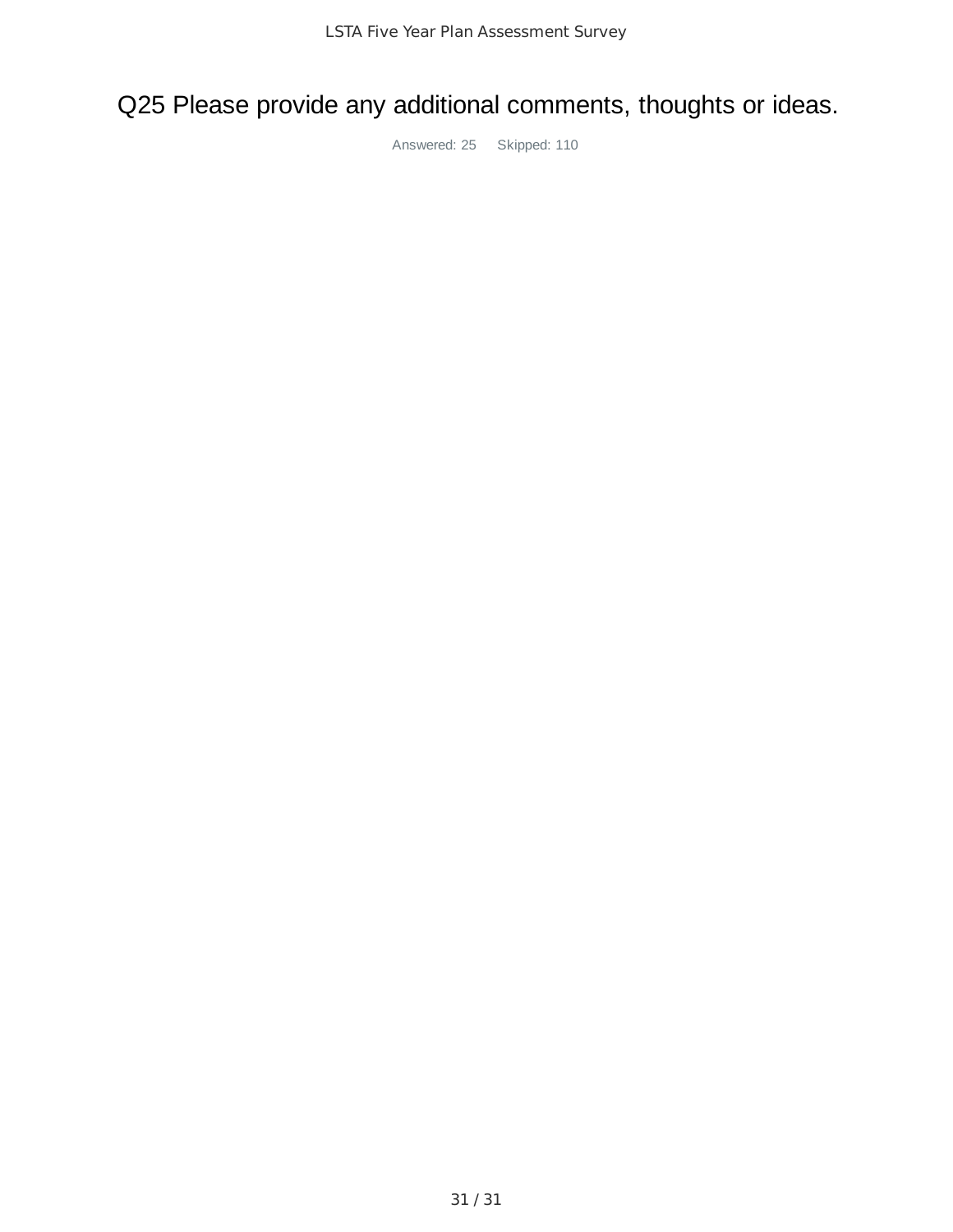# Q25 Please provide any additional comments, thoughts or ideas.

Answered: 25 Skipped: 110